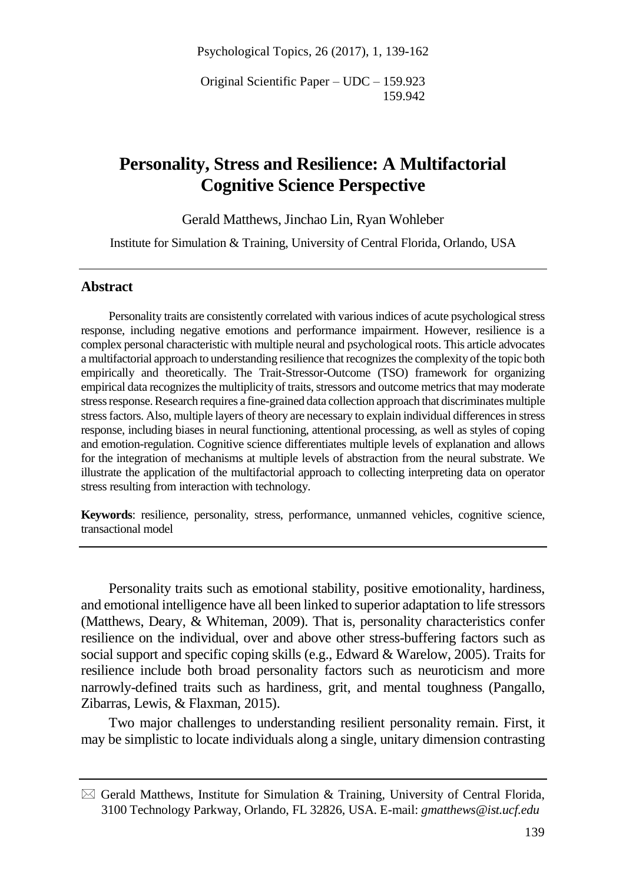Original Scientific Paper – UDC – 159.923
159.942

# Personality, Stress and Resilience: A Multifactorial Cognitive Science Perspective

Gerald Matthews, Jinchao Lin, Ryan Wohleber

Institute for Simulation & Training, University of Central Florida, Orlando, USA

## Abstract

Personality traits are consistently correlated with various indices of acute psychological stress response, including negative emotions and performance impairment. However, resilience is a complex personal characteristic with multiple neural and psychological roots. This article advocates a multifactorial approach to understanding resilience that recognizes the complexity of the topic both empirically and theoretically. The Trait-Stressor-Outcome (TSO) framework for organizing empirical data recognizes the multiplicity of traits, stressors and outcome metrics that may moderate stress response. Research requires a fine-grained data collection approach that discriminates multiple stress factors. Also, multiple layers of theory are necessary to explain individual differences in stress response, including biases in neural functioning, attentional processing, as well as styles of coping and emotion-regulation. Cognitive science differentiates multiple levels of explanation and allows for the integration of mechanisms at multiple levels of abstraction from the neural substrate. We illustrate the application of the multifactorial approach to collecting interpreting data on operator stress resulting from interaction with technology.

**Keywords**: resilience, personality, stress, performance, unmanned vehicles, cognitive science, transactional model

---

Personality traits such as emotional stability, positive emotionality, hardiness, and emotional intelligence have all been linked to superior adaptation to life stressors (Matthews, Deary, & Whiteman, 2009). That is, personality characteristics confer resilience on the individual, over and above other stress-buffering factors such as social support and specific coping skills (e.g., Edward & Warelow, 2005). Traits for resilience include both broad personality factors such as neuroticism and more narrowly-defined traits such as hardiness, grit, and mental toughness (Pangallo, Zibarras, Lewis, & Flaxman, 2015).

Two major challenges to understanding resilient personality remain. First, it may be simplistic to locate individuals along a single, unitary dimension contrasting

---

✉ Gerald Matthews, Institute for Simulation & Training, University of Central Florida, 3100 Technology Parkway, Orlando, FL 32826, USA. E-mail: *gmatthews@ist.ucf.edu*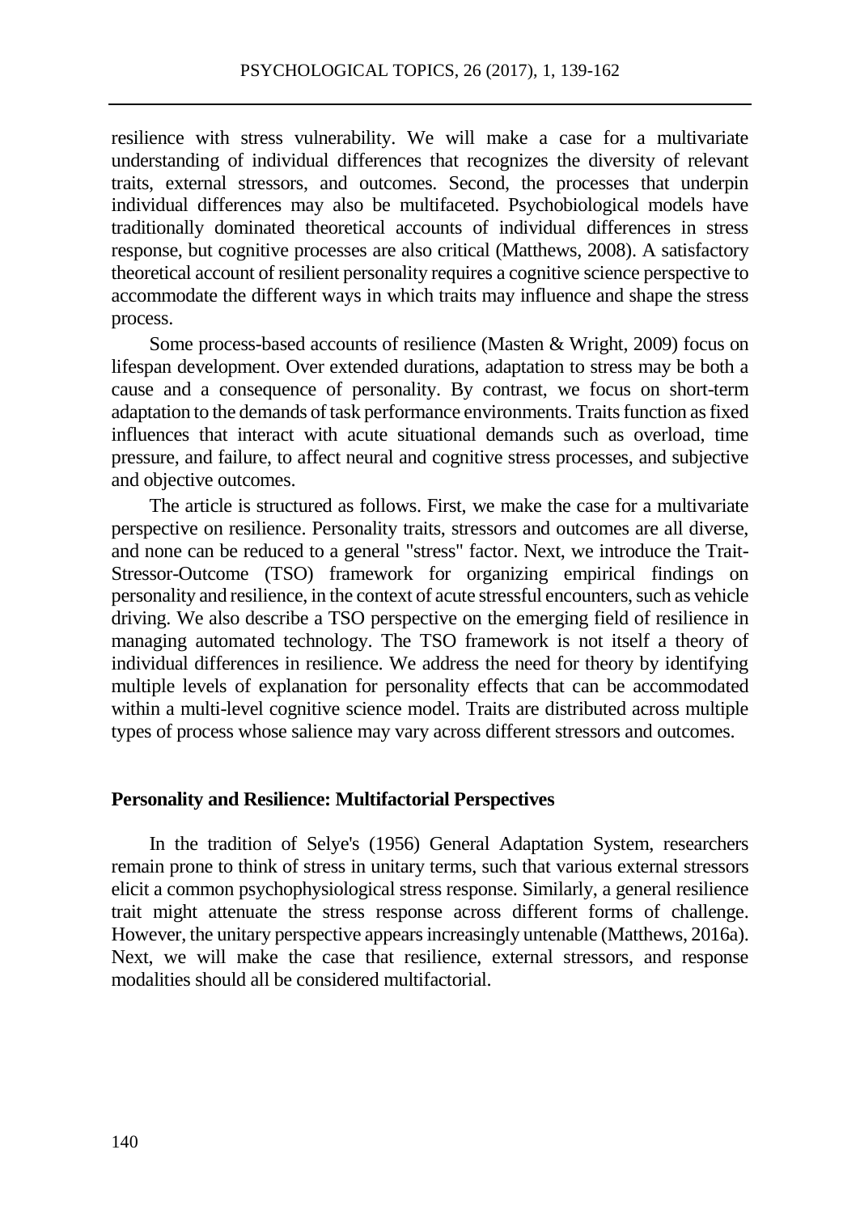resilience with stress vulnerability. We will make a case for a multivariate understanding of individual differences that recognizes the diversity of relevant traits, external stressors, and outcomes. Second, the processes that underpin individual differences may also be multifaceted. Psychobiological models have traditionally dominated theoretical accounts of individual differences in stress response, but cognitive processes are also critical (Matthews, 2008). A satisfactory theoretical account of resilient personality requires a cognitive science perspective to accommodate the different ways in which traits may influence and shape the stress process.

Some process-based accounts of resilience (Masten & Wright, 2009) focus on lifespan development. Over extended durations, adaptation to stress may be both a cause and a consequence of personality. By contrast, we focus on short-term adaptation to the demands of task performance environments. Traits function as fixed influences that interact with acute situational demands such as overload, time pressure, and failure, to affect neural and cognitive stress processes, and subjective and objective outcomes.

The article is structured as follows. First, we make the case for a multivariate perspective on resilience. Personality traits, stressors and outcomes are all diverse, and none can be reduced to a general "stress" factor. Next, we introduce the Trait-Stressor-Outcome (TSO) framework for organizing empirical findings on personality and resilience, in the context of acute stressful encounters, such as vehicle driving. We also describe a TSO perspective on the emerging field of resilience in managing automated technology. The TSO framework is not itself a theory of individual differences in resilience. We address the need for theory by identifying multiple levels of explanation for personality effects that can be accommodated within a multi-level cognitive science model. Traits are distributed across multiple types of process whose salience may vary across different stressors and outcomes.

## Personality and Resilience: Multifactorial Perspectives

In the tradition of Selye's (1956) General Adaptation System, researchers remain prone to think of stress in unitary terms, such that various external stressors elicit a common psychophysiological stress response. Similarly, a general resilience trait might attenuate the stress response across different forms of challenge. However, the unitary perspective appears increasingly untenable (Matthews, 2016a). Next, we will make the case that resilience, external stressors, and response modalities should all be considered multifactorial.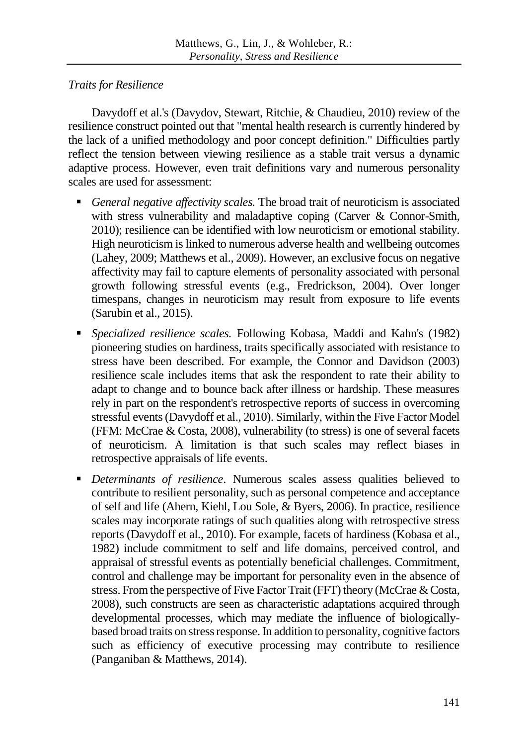*Traits for Resilience*

Davydoff et al.'s (Davydov, Stewart, Ritchie, & Chaudieu, 2010) review of the resilience construct pointed out that "mental health research is currently hindered by the lack of a unified methodology and poor concept definition." Difficulties partly reflect the tension between viewing resilience as a stable trait versus a dynamic adaptive process. However, even trait definitions vary and numerous personality scales are used for assessment:

- *General negative affectivity scales.* The broad trait of neuroticism is associated with stress vulnerability and maladaptive coping (Carver & Connor-Smith, 2010); resilience can be identified with low neuroticism or emotional stability. High neuroticism is linked to numerous adverse health and wellbeing outcomes (Lahey, 2009; Matthews et al., 2009). However, an exclusive focus on negative affectivity may fail to capture elements of personality associated with personal growth following stressful events (e.g., Fredrickson, 2004). Over longer timespans, changes in neuroticism may result from exposure to life events (Sarubin et al., 2015).
- *Specialized resilience scales.* Following Kobasa, Maddi and Kahn's (1982) pioneering studies on hardiness, traits specifically associated with resistance to stress have been described. For example, the Connor and Davidson (2003) resilience scale includes items that ask the respondent to rate their ability to adapt to change and to bounce back after illness or hardship. These measures rely in part on the respondent's retrospective reports of success in overcoming stressful events (Davydoff et al., 2010). Similarly, within the Five Factor Model (FFM: McCrae & Costa, 2008), vulnerability (to stress) is one of several facets of neuroticism. A limitation is that such scales may reflect biases in retrospective appraisals of life events.
- *Determinants of resilience*. Numerous scales assess qualities believed to contribute to resilient personality, such as personal competence and acceptance of self and life (Ahern, Kiehl, Lou Sole, & Byers, 2006). In practice, resilience scales may incorporate ratings of such qualities along with retrospective stress reports (Davydoff et al., 2010). For example, facets of hardiness (Kobasa et al., 1982) include commitment to self and life domains, perceived control, and appraisal of stressful events as potentially beneficial challenges. Commitment, control and challenge may be important for personality even in the absence of stress. From the perspective of Five Factor Trait (FFT) theory (McCrae & Costa, 2008), such constructs are seen as characteristic adaptations acquired through developmental processes, which may mediate the influence of biologically-based broad traits on stress response. In addition to personality, cognitive factors such as efficiency of executive processing may contribute to resilience (Panganiban & Matthews, 2014).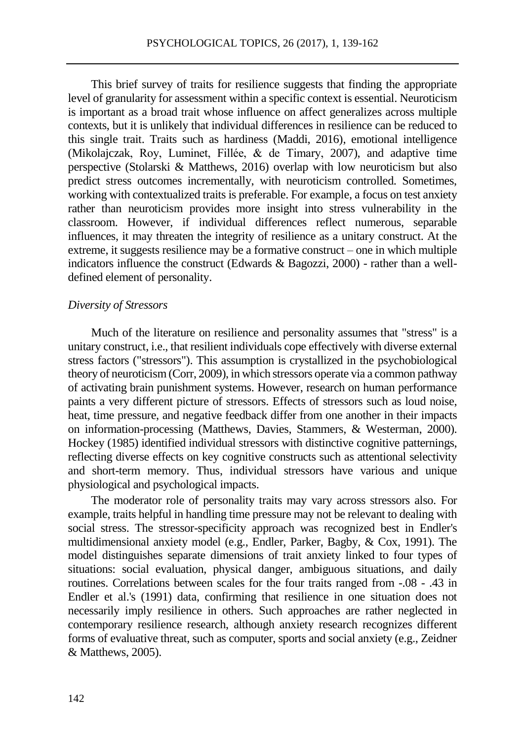This brief survey of traits for resilience suggests that finding the appropriate level of granularity for assessment within a specific context is essential. Neuroticism is important as a broad trait whose influence on affect generalizes across multiple contexts, but it is unlikely that individual differences in resilience can be reduced to this single trait. Traits such as hardiness (Maddi, 2016), emotional intelligence (Mikolajczak, Roy, Luminet, Fillée, & de Timary, 2007), and adaptive time perspective (Stolarski & Matthews, 2016) overlap with low neuroticism but also predict stress outcomes incrementally, with neuroticism controlled. Sometimes, working with contextualized traits is preferable. For example, a focus on test anxiety rather than neuroticism provides more insight into stress vulnerability in the classroom. However, if individual differences reflect numerous, separable influences, it may threaten the integrity of resilience as a unitary construct. At the extreme, it suggests resilience may be a formative construct – one in which multiple indicators influence the construct (Edwards & Bagozzi, 2000) - rather than a well-defined element of personality.

### *Diversity of Stressors*

Much of the literature on resilience and personality assumes that "stress" is a unitary construct, i.e., that resilient individuals cope effectively with diverse external stress factors ("stressors"). This assumption is crystallized in the psychobiological theory of neuroticism (Corr, 2009), in which stressors operate via a common pathway of activating brain punishment systems. However, research on human performance paints a very different picture of stressors. Effects of stressors such as loud noise, heat, time pressure, and negative feedback differ from one another in their impacts on information-processing (Matthews, Davies, Stammers, & Westerman, 2000). Hockey (1985) identified individual stressors with distinctive cognitive patternings, reflecting diverse effects on key cognitive constructs such as attentional selectivity and short-term memory. Thus, individual stressors have various and unique physiological and psychological impacts.

The moderator role of personality traits may vary across stressors also. For example, traits helpful in handling time pressure may not be relevant to dealing with social stress. The stressor-specificity approach was recognized best in Endler's multidimensional anxiety model (e.g., Endler, Parker, Bagby, & Cox, 1991). The model distinguishes separate dimensions of trait anxiety linked to four types of situations: social evaluation, physical danger, ambiguous situations, and daily routines. Correlations between scales for the four traits ranged from -.08 - .43 in Endler et al.'s (1991) data, confirming that resilience in one situation does not necessarily imply resilience in others. Such approaches are rather neglected in contemporary resilience research, although anxiety research recognizes different forms of evaluative threat, such as computer, sports and social anxiety (e.g., Zeidner & Matthews, 2005).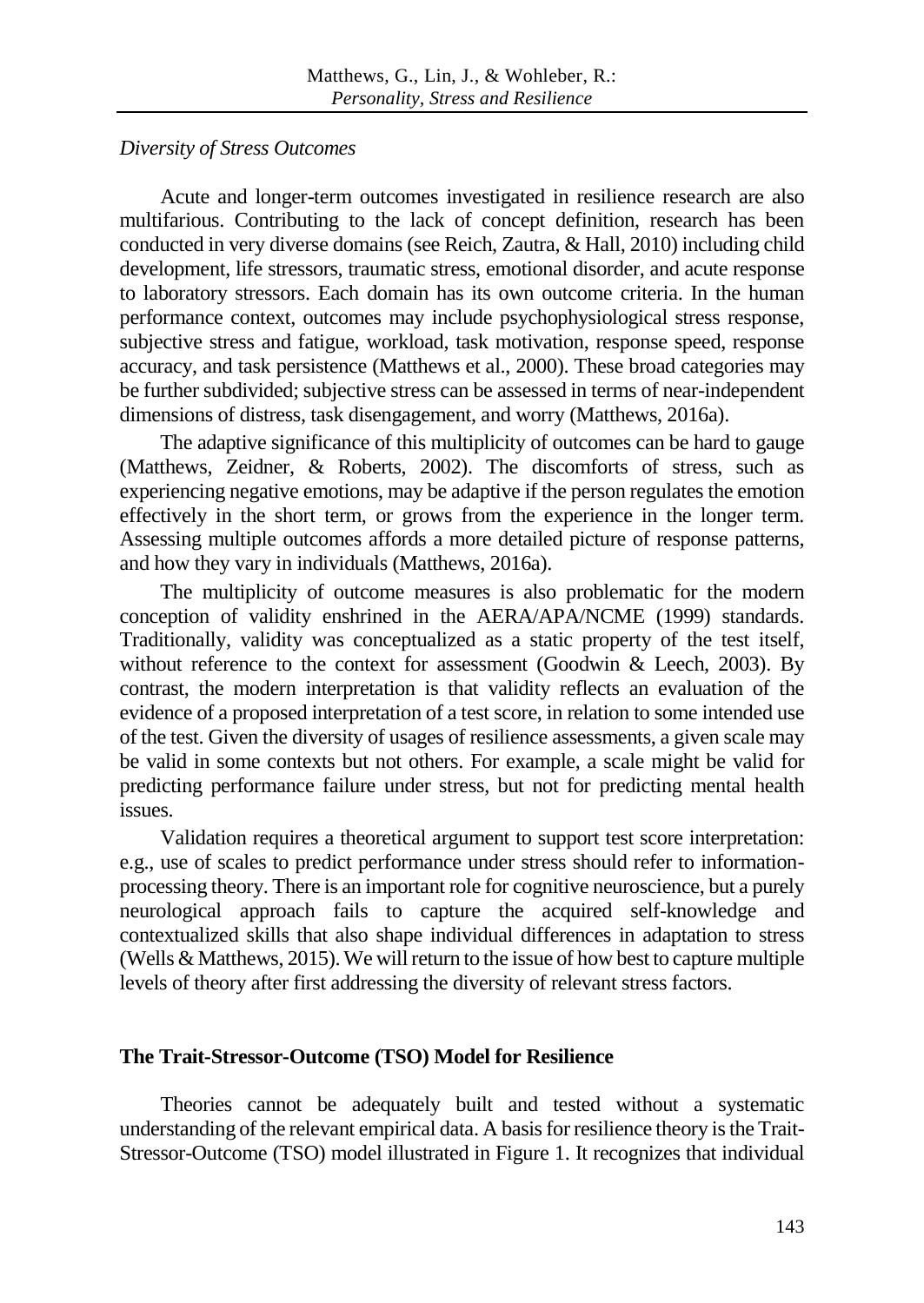*Diversity of Stress Outcomes*

Acute and longer-term outcomes investigated in resilience research are also multifarious. Contributing to the lack of concept definition, research has been conducted in very diverse domains (see Reich, Zautra, & Hall, 2010) including child development, life stressors, traumatic stress, emotional disorder, and acute response to laboratory stressors. Each domain has its own outcome criteria. In the human performance context, outcomes may include psychophysiological stress response, subjective stress and fatigue, workload, task motivation, response speed, response accuracy, and task persistence (Matthews et al., 2000). These broad categories may be further subdivided; subjective stress can be assessed in terms of near-independent dimensions of distress, task disengagement, and worry (Matthews, 2016a).

The adaptive significance of this multiplicity of outcomes can be hard to gauge (Matthews, Zeidner, & Roberts, 2002). The discomforts of stress, such as experiencing negative emotions, may be adaptive if the person regulates the emotion effectively in the short term, or grows from the experience in the longer term. Assessing multiple outcomes affords a more detailed picture of response patterns, and how they vary in individuals (Matthews, 2016a).

The multiplicity of outcome measures is also problematic for the modern conception of validity enshrined in the AERA/APA/NCME (1999) standards. Traditionally, validity was conceptualized as a static property of the test itself, without reference to the context for assessment (Goodwin & Leech, 2003). By contrast, the modern interpretation is that validity reflects an evaluation of the evidence of a proposed interpretation of a test score, in relation to some intended use of the test. Given the diversity of usages of resilience assessments, a given scale may be valid in some contexts but not others. For example, a scale might be valid for predicting performance failure under stress, but not for predicting mental health issues.

Validation requires a theoretical argument to support test score interpretation: e.g., use of scales to predict performance under stress should refer to information-processing theory. There is an important role for cognitive neuroscience, but a purely neurological approach fails to capture the acquired self-knowledge and contextualized skills that also shape individual differences in adaptation to stress (Wells & Matthews, 2015). We will return to the issue of how best to capture multiple levels of theory after first addressing the diversity of relevant stress factors.

## The Trait-Stressor-Outcome (TSO) Model for Resilience

Theories cannot be adequately built and tested without a systematic understanding of the relevant empirical data. A basis for resilience theory is the Trait-Stressor-Outcome (TSO) model illustrated in Figure 1. It recognizes that individual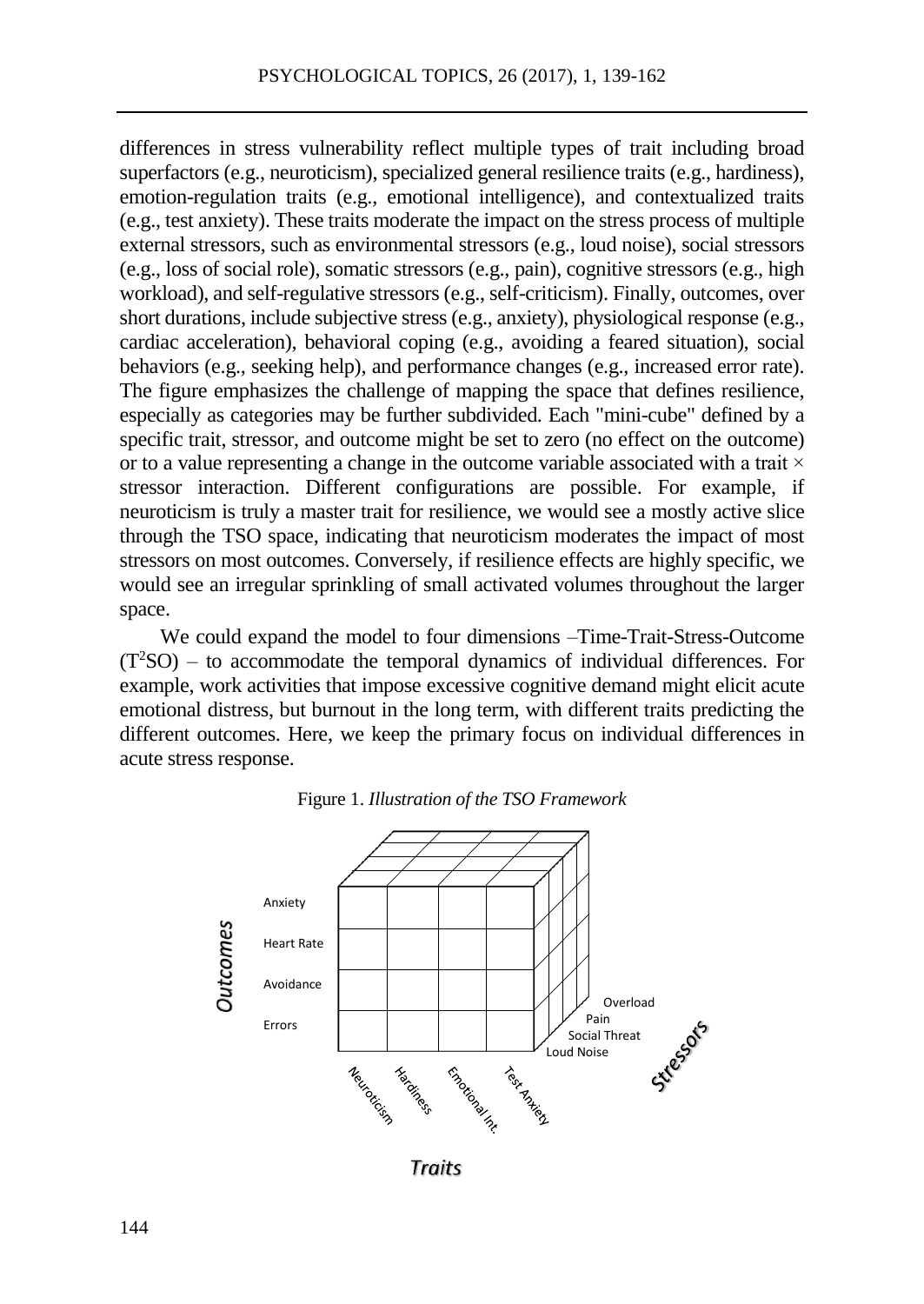differences in stress vulnerability reflect multiple types of trait including broad superfactors (e.g., neuroticism), specialized general resilience traits (e.g., hardiness), emotion-regulation traits (e.g., emotional intelligence), and contextualized traits (e.g., test anxiety). These traits moderate the impact on the stress process of multiple external stressors, such as environmental stressors (e.g., loud noise), social stressors (e.g., loss of social role), somatic stressors (e.g., pain), cognitive stressors (e.g., high workload), and self-regulative stressors (e.g., self-criticism). Finally, outcomes, over short durations, include subjective stress (e.g., anxiety), physiological response (e.g., cardiac acceleration), behavioral coping (e.g., avoiding a feared situation), social behaviors (e.g., seeking help), and performance changes (e.g., increased error rate). The figure emphasizes the challenge of mapping the space that defines resilience, especially as categories may be further subdivided. Each "mini-cube" defined by a specific trait, stressor, and outcome might be set to zero (no effect on the outcome) or to a value representing a change in the outcome variable associated with a trait × stressor interaction. Different configurations are possible. For example, if neuroticism is truly a master trait for resilience, we would see a mostly active slice through the TSO space, indicating that neuroticism moderates the impact of most stressors on most outcomes. Conversely, if resilience effects are highly specific, we would see an irregular sprinkling of small activated volumes throughout the larger space.

We could expand the model to four dimensions –Time-Trait-Stress-Outcome ($T^2$SO) – to accommodate the temporal dynamics of individual differences. For example, work activities that impose excessive cognitive demand might elicit acute emotional distress, but burnout in the long term, with different traits predicting the different outcomes. Here, we keep the primary focus on individual differences in acute stress response.

Figure 1. *Illustration of the TSO Framework*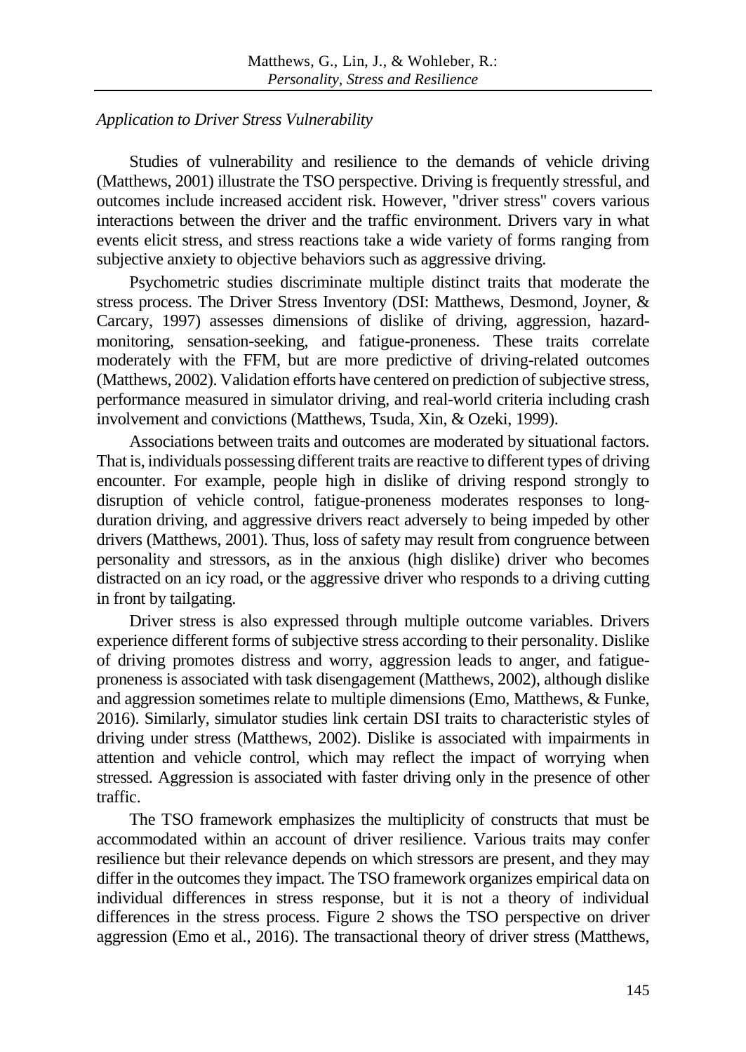*Application to Driver Stress Vulnerability*

Studies of vulnerability and resilience to the demands of vehicle driving (Matthews, 2001) illustrate the TSO perspective. Driving is frequently stressful, and outcomes include increased accident risk. However, "driver stress" covers various interactions between the driver and the traffic environment. Drivers vary in what events elicit stress, and stress reactions take a wide variety of forms ranging from subjective anxiety to objective behaviors such as aggressive driving.

Psychometric studies discriminate multiple distinct traits that moderate the stress process. The Driver Stress Inventory (DSI: Matthews, Desmond, Joyner, & Carcary, 1997) assesses dimensions of dislike of driving, aggression, hazard-monitoring, sensation-seeking, and fatigue-proneness. These traits correlate moderately with the FFM, but are more predictive of driving-related outcomes (Matthews, 2002). Validation efforts have centered on prediction of subjective stress, performance measured in simulator driving, and real-world criteria including crash involvement and convictions (Matthews, Tsuda, Xin, & Ozeki, 1999).

Associations between traits and outcomes are moderated by situational factors. That is, individuals possessing different traits are reactive to different types of driving encounter. For example, people high in dislike of driving respond strongly to disruption of vehicle control, fatigue-proneness moderates responses to long-duration driving, and aggressive drivers react adversely to being impeded by other drivers (Matthews, 2001). Thus, loss of safety may result from congruence between personality and stressors, as in the anxious (high dislike) driver who becomes distracted on an icy road, or the aggressive driver who responds to a driving cutting in front by tailgating.

Driver stress is also expressed through multiple outcome variables. Drivers experience different forms of subjective stress according to their personality. Dislike of driving promotes distress and worry, aggression leads to anger, and fatigue-proneness is associated with task disengagement (Matthews, 2002), although dislike and aggression sometimes relate to multiple dimensions (Emo, Matthews, & Funke, 2016). Similarly, simulator studies link certain DSI traits to characteristic styles of driving under stress (Matthews, 2002). Dislike is associated with impairments in attention and vehicle control, which may reflect the impact of worrying when stressed. Aggression is associated with faster driving only in the presence of other traffic.

The TSO framework emphasizes the multiplicity of constructs that must be accommodated within an account of driver resilience. Various traits may confer resilience but their relevance depends on which stressors are present, and they may differ in the outcomes they impact. The TSO framework organizes empirical data on individual differences in stress response, but it is not a theory of individual differences in the stress process. Figure 2 shows the TSO perspective on driver aggression (Emo et al., 2016). The transactional theory of driver stress (Matthews,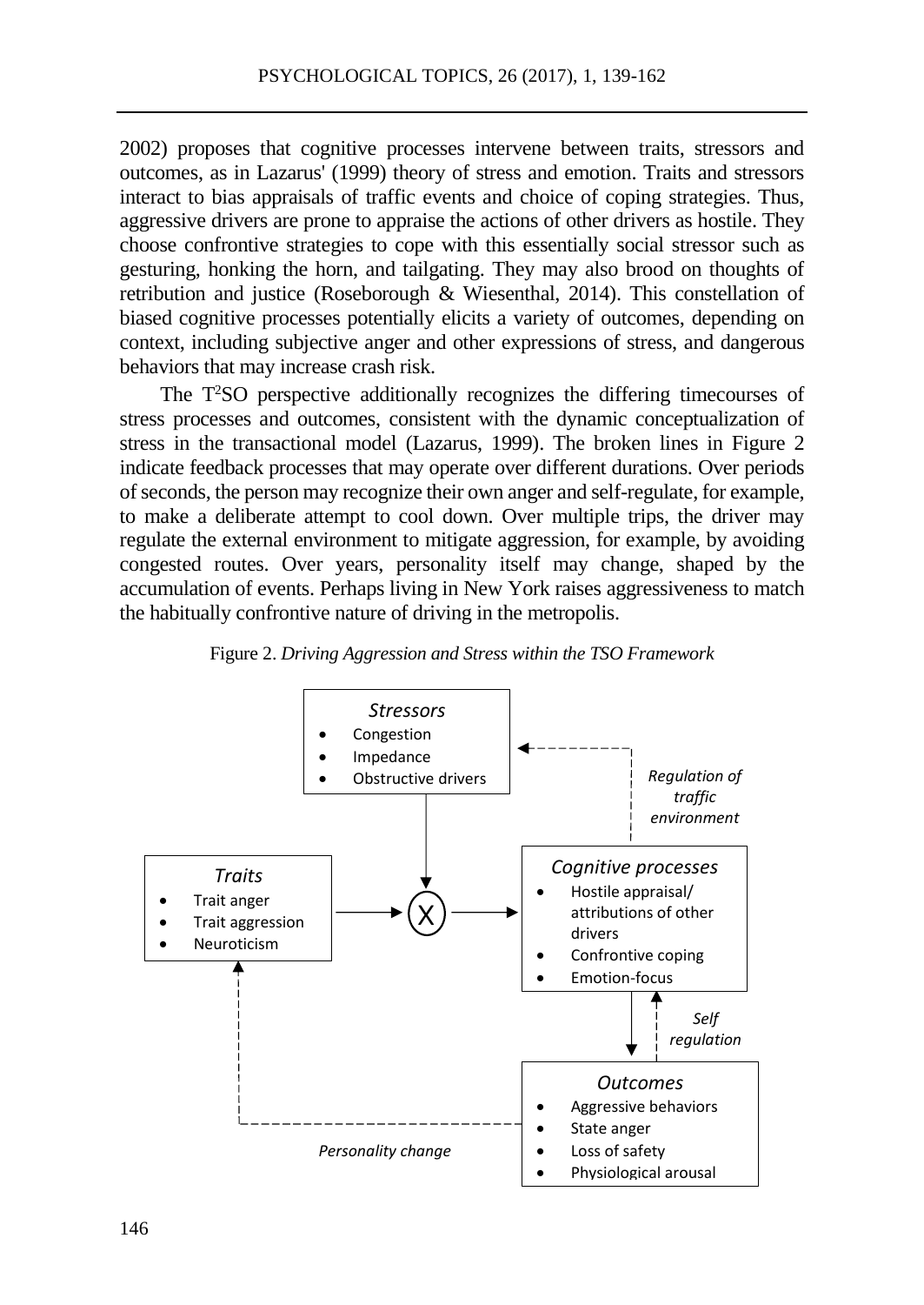2002) proposes that cognitive processes intervene between traits, stressors and outcomes, as in Lazarus' (1999) theory of stress and emotion. Traits and stressors interact to bias appraisals of traffic events and choice of coping strategies. Thus, aggressive drivers are prone to appraise the actions of other drivers as hostile. They choose confrontive strategies to cope with this essentially social stressor such as gesturing, honking the horn, and tailgating. They may also brood on thoughts of retribution and justice (Roseborough & Wiesenthal, 2014). This constellation of biased cognitive processes potentially elicits a variety of outcomes, depending on context, including subjective anger and other expressions of stress, and dangerous behaviors that may increase crash risk.

The $T^2SO$ perspective additionally recognizes the differing timecourses of stress processes and outcomes, consistent with the dynamic conceptualization of stress in the transactional model (Lazarus, 1999). The broken lines in Figure 2 indicate feedback processes that may operate over different durations. Over periods of seconds, the person may recognize their own anger and self-regulate, for example, to make a deliberate attempt to cool down. Over multiple trips, the driver may regulate the external environment to mitigate aggression, for example, by avoiding congested routes. Over years, personality itself may change, shaped by the accumulation of events. Perhaps living in New York raises aggressiveness to match the habitually confrontive nature of driving in the metropolis.

Figure 2. *Driving Aggression and Stress within the TSO Framework*

*Stressors*
- Congestion
- Impedance
- Obstructive drivers

*Traits*
- Trait anger
- Trait aggression
- Neuroticism

X

*Cognitive processes*
- Hostile appraisal/ attributions of other drivers
- Confrontive coping
- Emotion-focus

*Regulation of traffic environment*

*Self regulation*

*Outcomes*
- Aggressive behaviors
- State anger
- Loss of safety
- Physiological arousal

*Personality change*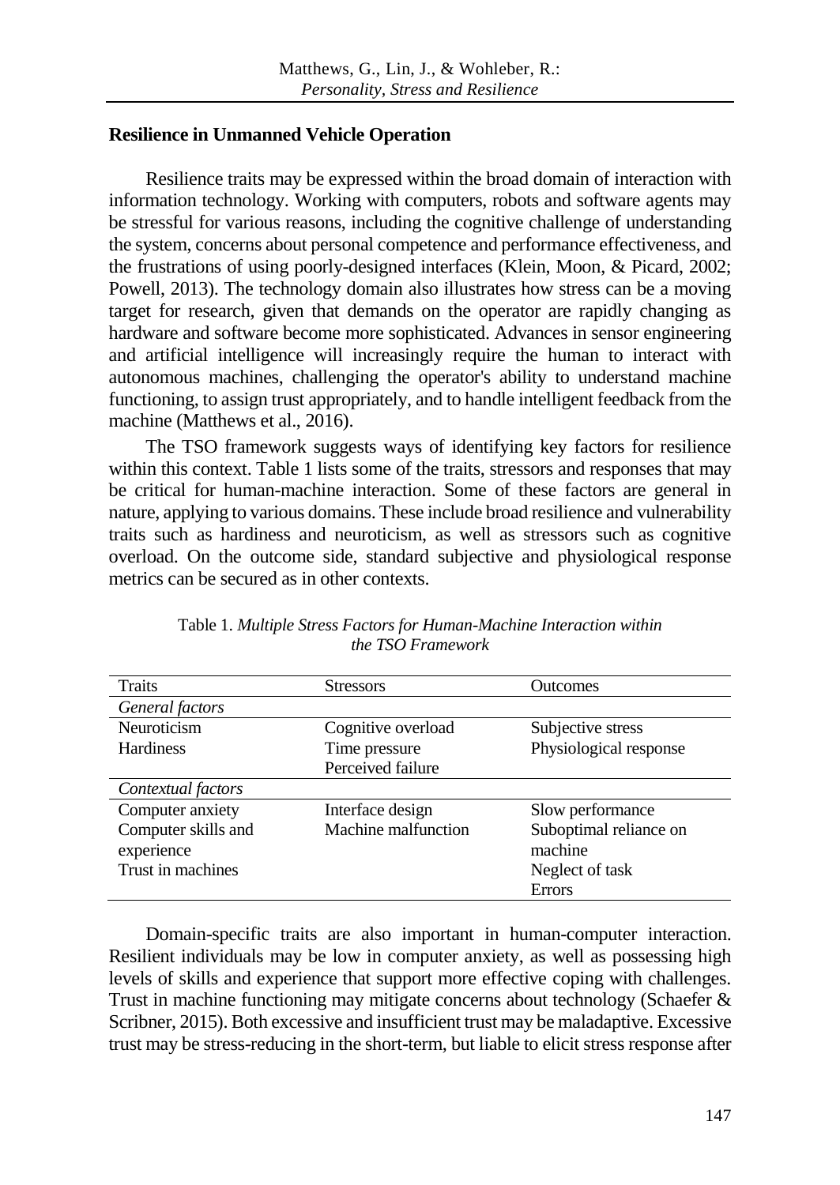## Resilience in Unmanned Vehicle Operation

Resilience traits may be expressed within the broad domain of interaction with information technology. Working with computers, robots and software agents may be stressful for various reasons, including the cognitive challenge of understanding the system, concerns about personal competence and performance effectiveness, and the frustrations of using poorly-designed interfaces (Klein, Moon, & Picard, 2002; Powell, 2013). The technology domain also illustrates how stress can be a moving target for research, given that demands on the operator are rapidly changing as hardware and software become more sophisticated. Advances in sensor engineering and artificial intelligence will increasingly require the human to interact with autonomous machines, challenging the operator's ability to understand machine functioning, to assign trust appropriately, and to handle intelligent feedback from the machine (Matthews et al., 2016).

The TSO framework suggests ways of identifying key factors for resilience within this context. Table 1 lists some of the traits, stressors and responses that may be critical for human-machine interaction. Some of these factors are general in nature, applying to various domains. These include broad resilience and vulnerability traits such as hardiness and neuroticism, as well as stressors such as cognitive overload. On the outcome side, standard subjective and physiological response metrics can be secured as in other contexts.

Table 1. *Multiple Stress Factors for Human-Machine Interaction within the TSO Framework*

| Traits | Stressors | Outcomes |
|---|---|---|
| *General factors* | | |
| Neuroticism | Cognitive overload | Subjective stress |
| Hardiness | Time pressure | Physiological response |
| | Perceived failure | |
| *Contextual factors* | | |
| Computer anxiety | Interface design | Slow performance |
| Computer skills and experience | Machine malfunction | Suboptimal reliance on machine |
| Trust in machines | | Neglect of task |
| | | Errors |

Domain-specific traits are also important in human-computer interaction. Resilient individuals may be low in computer anxiety, as well as possessing high levels of skills and experience that support more effective coping with challenges. Trust in machine functioning may mitigate concerns about technology (Schaefer & Scribner, 2015). Both excessive and insufficient trust may be maladaptive. Excessive trust may be stress-reducing in the short-term, but liable to elicit stress response after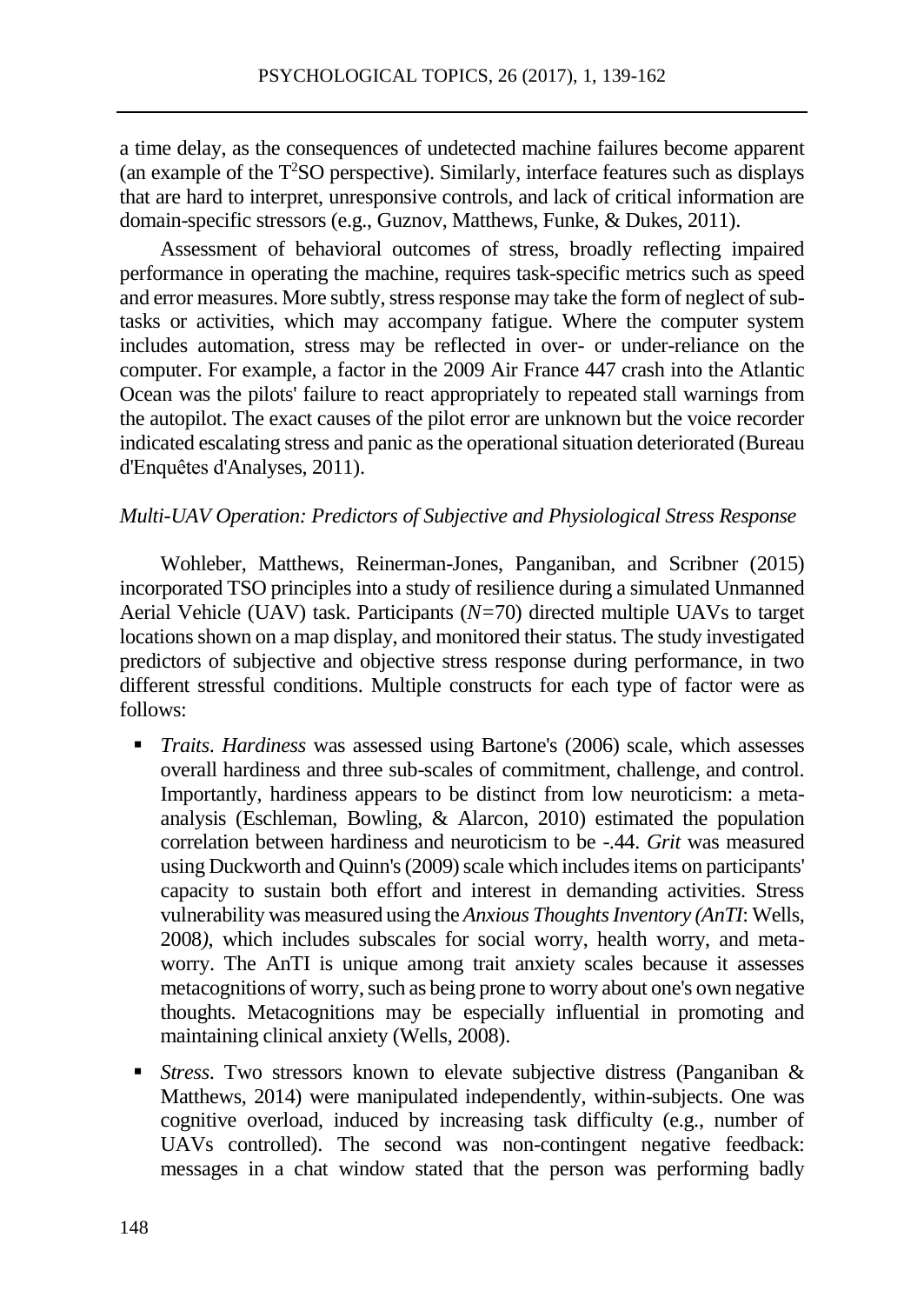a time delay, as the consequences of undetected machine failures become apparent (an example of the T$^2$SO perspective). Similarly, interface features such as displays that are hard to interpret, unresponsive controls, and lack of critical information are domain-specific stressors (e.g., Guznov, Matthews, Funke, & Dukes, 2011).

Assessment of behavioral outcomes of stress, broadly reflecting impaired performance in operating the machine, requires task-specific metrics such as speed and error measures. More subtly, stress response may take the form of neglect of sub-tasks or activities, which may accompany fatigue. Where the computer system includes automation, stress may be reflected in over- or under-reliance on the computer. For example, a factor in the 2009 Air France 447 crash into the Atlantic Ocean was the pilots' failure to react appropriately to repeated stall warnings from the autopilot. The exact causes of the pilot error are unknown but the voice recorder indicated escalating stress and panic as the operational situation deteriorated (Bureau d'Enquêtes d'Analyses, 2011).

### *Multi-UAV Operation: Predictors of Subjective and Physiological Stress Response*

Wohleber, Matthews, Reinerman-Jones, Panganiban, and Scribner (2015) incorporated TSO principles into a study of resilience during a simulated Unmanned Aerial Vehicle (UAV) task. Participants ($N$=70) directed multiple UAVs to target locations shown on a map display, and monitored their status. The study investigated predictors of subjective and objective stress response during performance, in two different stressful conditions. Multiple constructs for each type of factor were as follows:

- *Traits*. *Hardiness* was assessed using Bartone's (2006) scale, which assesses overall hardiness and three sub-scales of commitment, challenge, and control. Importantly, hardiness appears to be distinct from low neuroticism: a meta-analysis (Eschleman, Bowling, & Alarcon, 2010) estimated the population correlation between hardiness and neuroticism to be -.44. *Grit* was measured using Duckworth and Quinn's (2009) scale which includes items on participants' capacity to sustain both effort and interest in demanding activities. Stress vulnerability was measured using the *Anxious Thoughts Inventory (AnTI*: Wells, 2008*)*, which includes subscales for social worry, health worry, and meta-worry. The AnTI is unique among trait anxiety scales because it assesses metacognitions of worry, such as being prone to worry about one's own negative thoughts. Metacognitions may be especially influential in promoting and maintaining clinical anxiety (Wells, 2008).
- *Stress*. Two stressors known to elevate subjective distress (Panganiban & Matthews, 2014) were manipulated independently, within-subjects. One was cognitive overload, induced by increasing task difficulty (e.g., number of UAVs controlled). The second was non-contingent negative feedback: messages in a chat window stated that the person was performing badly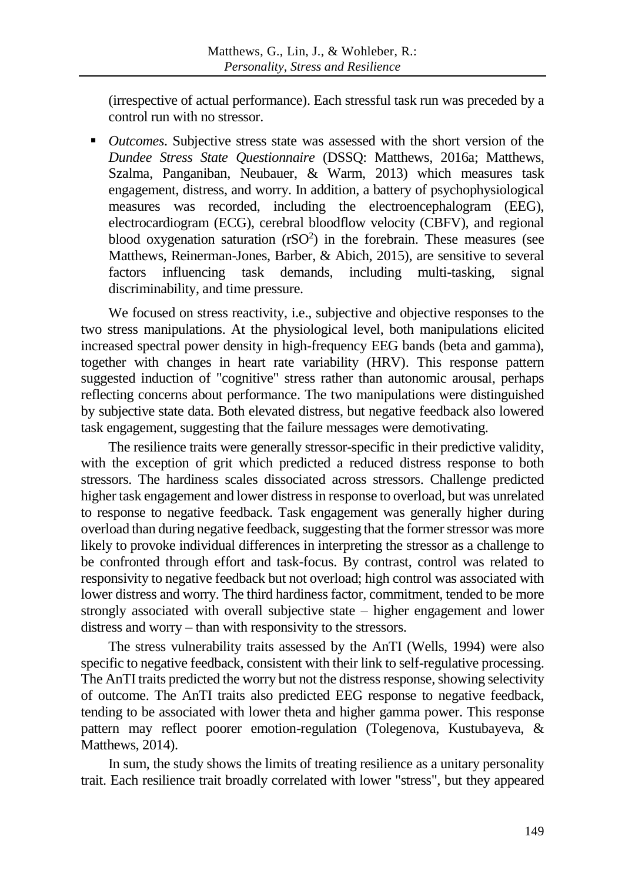(irrespective of actual performance). Each stressful task run was preceded by a control run with no stressor.

- *Outcomes*. Subjective stress state was assessed with the short version of the *Dundee Stress State Questionnaire* (DSSQ: Matthews, 2016a; Matthews, Szalma, Panganiban, Neubauer, & Warm, 2013) which measures task engagement, distress, and worry. In addition, a battery of psychophysiological measures was recorded, including the electroencephalogram (EEG), electrocardiogram (ECG), cerebral bloodflow velocity (CBFV), and regional blood oxygenation saturation ($rSO^2$) in the forebrain. These measures (see Matthews, Reinerman-Jones, Barber, & Abich, 2015), are sensitive to several factors influencing task demands, including multi-tasking, signal discriminability, and time pressure.

We focused on stress reactivity, i.e., subjective and objective responses to the two stress manipulations. At the physiological level, both manipulations elicited increased spectral power density in high-frequency EEG bands (beta and gamma), together with changes in heart rate variability (HRV). This response pattern suggested induction of "cognitive" stress rather than autonomic arousal, perhaps reflecting concerns about performance. The two manipulations were distinguished by subjective state data. Both elevated distress, but negative feedback also lowered task engagement, suggesting that the failure messages were demotivating.

The resilience traits were generally stressor-specific in their predictive validity, with the exception of grit which predicted a reduced distress response to both stressors. The hardiness scales dissociated across stressors. Challenge predicted higher task engagement and lower distress in response to overload, but was unrelated to response to negative feedback. Task engagement was generally higher during overload than during negative feedback, suggesting that the former stressor was more likely to provoke individual differences in interpreting the stressor as a challenge to be confronted through effort and task-focus. By contrast, control was related to responsivity to negative feedback but not overload; high control was associated with lower distress and worry. The third hardiness factor, commitment, tended to be more strongly associated with overall subjective state – higher engagement and lower distress and worry – than with responsivity to the stressors.

The stress vulnerability traits assessed by the AnTI (Wells, 1994) were also specific to negative feedback, consistent with their link to self-regulative processing. The AnTI traits predicted the worry but not the distress response, showing selectivity of outcome. The AnTI traits also predicted EEG response to negative feedback, tending to be associated with lower theta and higher gamma power. This response pattern may reflect poorer emotion-regulation (Tolegenova, Kustubayeva, & Matthews, 2014).

In sum, the study shows the limits of treating resilience as a unitary personality trait. Each resilience trait broadly correlated with lower "stress", but they appeared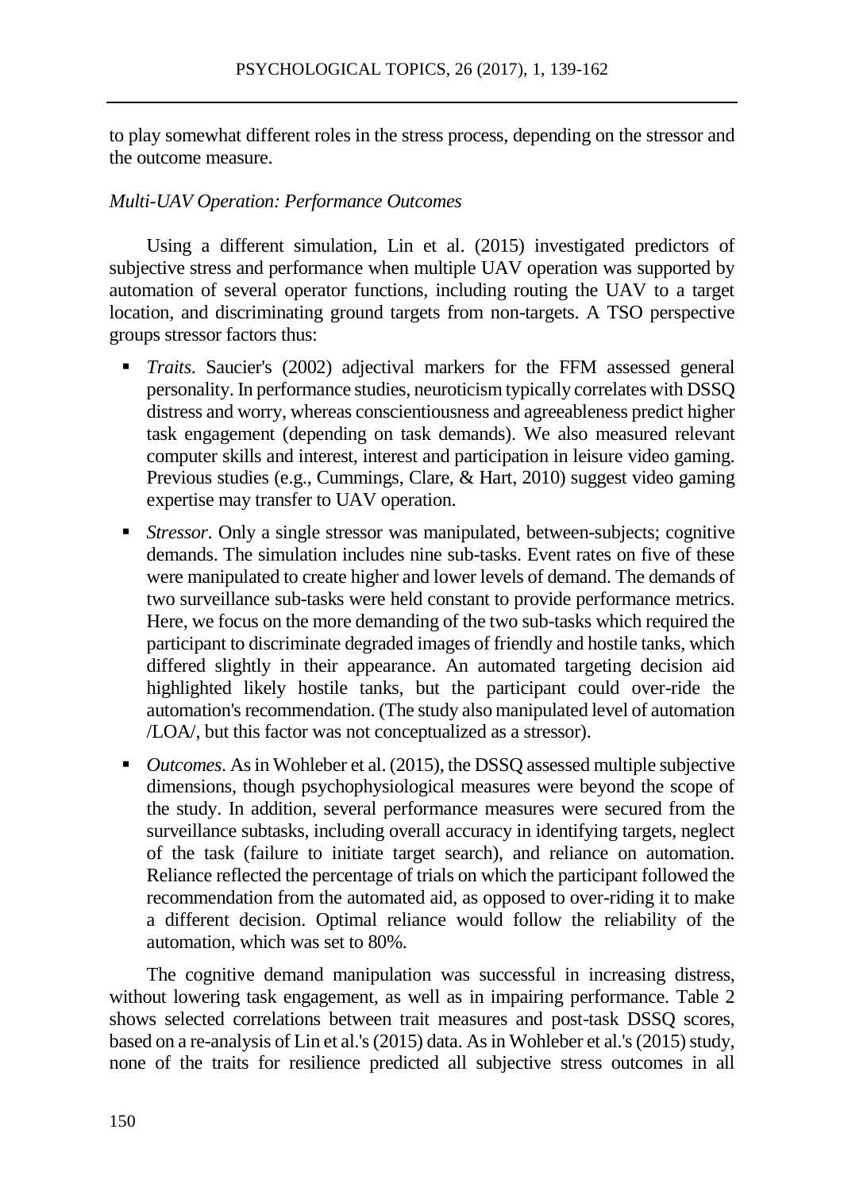to play somewhat different roles in the stress process, depending on the stressor and the outcome measure.

*Multi-UAV Operation: Performance Outcomes*

Using a different simulation, Lin et al. (2015) investigated predictors of subjective stress and performance when multiple UAV operation was supported by automation of several operator functions, including routing the UAV to a target location, and discriminating ground targets from non-targets. A TSO perspective groups stressor factors thus:

- *Traits*. Saucier's (2002) adjectival markers for the FFM assessed general personality. In performance studies, neuroticism typically correlates with DSSQ distress and worry, whereas conscientiousness and agreeableness predict higher task engagement (depending on task demands). We also measured relevant computer skills and interest, interest and participation in leisure video gaming. Previous studies (e.g., Cummings, Clare, & Hart, 2010) suggest video gaming expertise may transfer to UAV operation.
- *Stressor*. Only a single stressor was manipulated, between-subjects; cognitive demands. The simulation includes nine sub-tasks. Event rates on five of these were manipulated to create higher and lower levels of demand. The demands of two surveillance sub-tasks were held constant to provide performance metrics. Here, we focus on the more demanding of the two sub-tasks which required the participant to discriminate degraded images of friendly and hostile tanks, which differed slightly in their appearance. An automated targeting decision aid highlighted likely hostile tanks, but the participant could over-ride the automation's recommendation. (The study also manipulated level of automation /LOA/, but this factor was not conceptualized as a stressor).
- *Outcomes*. As in Wohleber et al. (2015), the DSSQ assessed multiple subjective dimensions, though psychophysiological measures were beyond the scope of the study. In addition, several performance measures were secured from the surveillance subtasks, including overall accuracy in identifying targets, neglect of the task (failure to initiate target search), and reliance on automation. Reliance reflected the percentage of trials on which the participant followed the recommendation from the automated aid, as opposed to over-riding it to make a different decision. Optimal reliance would follow the reliability of the automation, which was set to 80%.

The cognitive demand manipulation was successful in increasing distress, without lowering task engagement, as well as in impairing performance. Table 2 shows selected correlations between trait measures and post-task DSSQ scores, based on a re-analysis of Lin et al.'s (2015) data. As in Wohleber et al.'s (2015) study, none of the traits for resilience predicted all subjective stress outcomes in all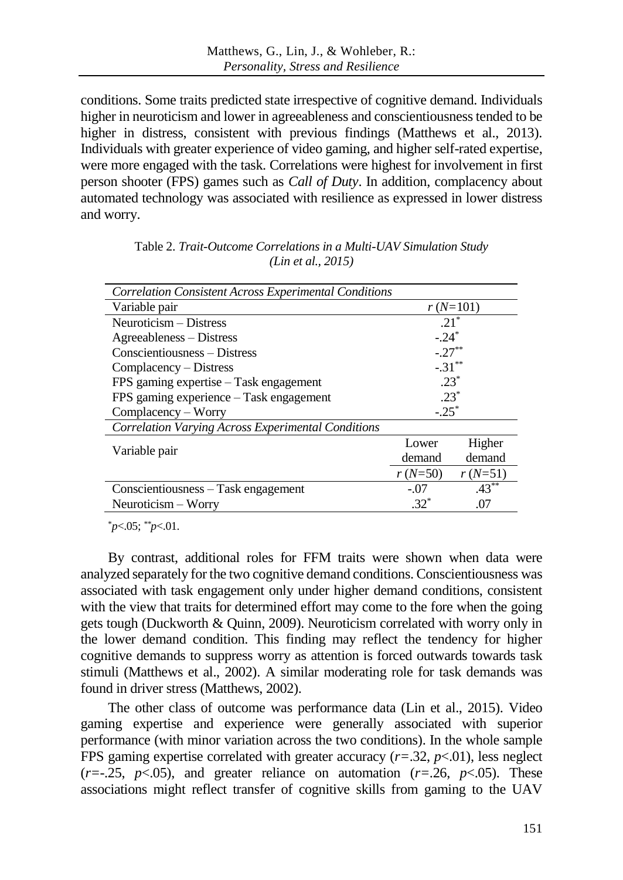conditions. Some traits predicted state irrespective of cognitive demand. Individuals higher in neuroticism and lower in agreeableness and conscientiousness tended to be higher in distress, consistent with previous findings (Matthews et al., 2013). Individuals with greater experience of video gaming, and higher self-rated expertise, were more engaged with the task. Correlations were highest for involvement in first person shooter (FPS) games such as *Call of Duty*. In addition, complacency about automated technology was associated with resilience as expressed in lower distress and worry.

Table 2. *Trait-Outcome Correlations in a Multi-UAV Simulation Study (Lin et al., 2015)*

| *Correlation Consistent Across Experimental Conditions* | | |
|---|---|---|
| Variable pair | $r$ ($N$=101) | |
| Neuroticism – Distress | .21* | |
| Agreeableness – Distress | -.24* | |
| Conscientiousness – Distress | -.27** | |
| Complacency – Distress | -.31** | |
| FPS gaming expertise – Task engagement | .23* | |
| FPS gaming experience – Task engagement | .23* | |
| Complacency – Worry | -.25* | |
| *Correlation Varying Across Experimental Conditions* | | |
| Variable pair | Lower demand | Higher demand |
| | $r$ ($N$=50) | $r$ ($N$=51) |
| Conscientiousness – Task engagement | -.07 | .43** |
| Neuroticism – Worry | .32* | .07 |

*$p$<.05; **$p$<.01.

By contrast, additional roles for FFM traits were shown when data were analyzed separately for the two cognitive demand conditions. Conscientiousness was associated with task engagement only under higher demand conditions, consistent with the view that traits for determined effort may come to the fore when the going gets tough (Duckworth & Quinn, 2009). Neuroticism correlated with worry only in the lower demand condition. This finding may reflect the tendency for higher cognitive demands to suppress worry as attention is forced outwards towards task stimuli (Matthews et al., 2002). A similar moderating role for task demands was found in driver stress (Matthews, 2002).

The other class of outcome was performance data (Lin et al., 2015). Video gaming expertise and experience were generally associated with superior performance (with minor variation across the two conditions). In the whole sample FPS gaming expertise correlated with greater accuracy ($r$=.32, $p$<.01), less neglect ($r$=-.25, $p$<.05), and greater reliance on automation ($r$=.26, $p$<.05). These associations might reflect transfer of cognitive skills from gaming to the UAV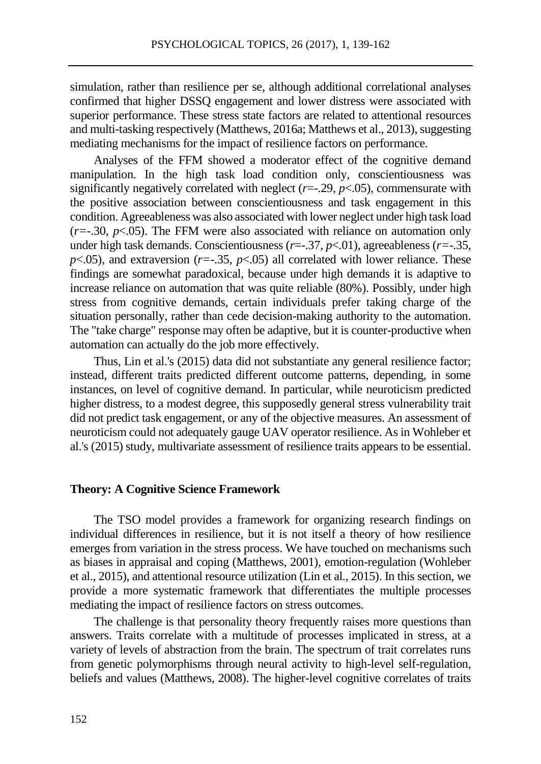simulation, rather than resilience per se, although additional correlational analyses confirmed that higher DSSQ engagement and lower distress were associated with superior performance. These stress state factors are related to attentional resources and multi-tasking respectively (Matthews, 2016a; Matthews et al., 2013), suggesting mediating mechanisms for the impact of resilience factors on performance.

Analyses of the FFM showed a moderator effect of the cognitive demand manipulation. In the high task load condition only, conscientiousness was significantly negatively correlated with neglect ($r$=-.29, $p$<.05), commensurate with the positive association between conscientiousness and task engagement in this condition. Agreeableness was also associated with lower neglect under high task load ($r$=-.30, $p$<.05). The FFM were also associated with reliance on automation only under high task demands. Conscientiousness ($r$=-.37, $p$<.01), agreeableness ($r$=-.35, $p$<.05), and extraversion ($r$=-.35, $p$<.05) all correlated with lower reliance. These findings are somewhat paradoxical, because under high demands it is adaptive to increase reliance on automation that was quite reliable (80%). Possibly, under high stress from cognitive demands, certain individuals prefer taking charge of the situation personally, rather than cede decision-making authority to the automation. The "take charge" response may often be adaptive, but it is counter-productive when automation can actually do the job more effectively.

Thus, Lin et al.'s (2015) data did not substantiate any general resilience factor; instead, different traits predicted different outcome patterns, depending, in some instances, on level of cognitive demand. In particular, while neuroticism predicted higher distress, to a modest degree, this supposedly general stress vulnerability trait did not predict task engagement, or any of the objective measures. An assessment of neuroticism could not adequately gauge UAV operator resilience. As in Wohleber et al.'s (2015) study, multivariate assessment of resilience traits appears to be essential.

## Theory: A Cognitive Science Framework

The TSO model provides a framework for organizing research findings on individual differences in resilience, but it is not itself a theory of how resilience emerges from variation in the stress process. We have touched on mechanisms such as biases in appraisal and coping (Matthews, 2001), emotion-regulation (Wohleber et al., 2015), and attentional resource utilization (Lin et al., 2015). In this section, we provide a more systematic framework that differentiates the multiple processes mediating the impact of resilience factors on stress outcomes.

The challenge is that personality theory frequently raises more questions than answers. Traits correlate with a multitude of processes implicated in stress, at a variety of levels of abstraction from the brain. The spectrum of trait correlates runs from genetic polymorphisms through neural activity to high-level self-regulation, beliefs and values (Matthews, 2008). The higher-level cognitive correlates of traits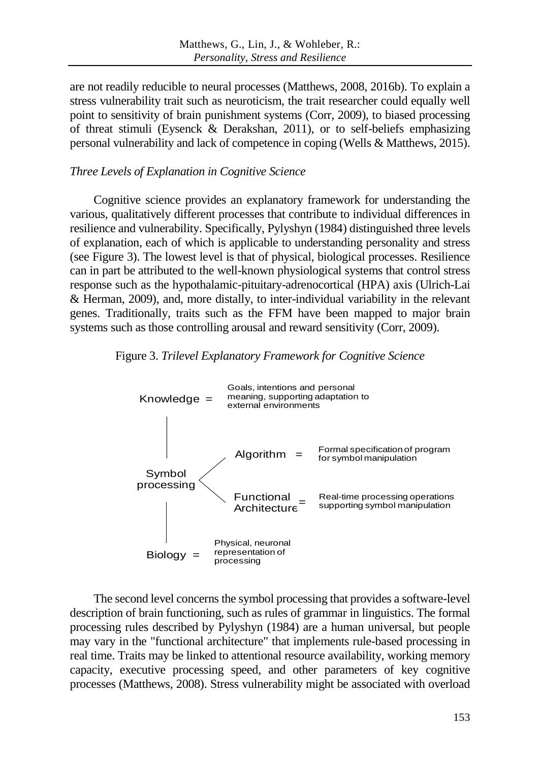are not readily reducible to neural processes (Matthews, 2008, 2016b). To explain a stress vulnerability trait such as neuroticism, the trait researcher could equally well point to sensitivity of brain punishment systems (Corr, 2009), to biased processing of threat stimuli (Eysenck & Derakshan, 2011), or to self-beliefs emphasizing personal vulnerability and lack of competence in coping (Wells & Matthews, 2015).

### *Three Levels of Explanation in Cognitive Science*

Cognitive science provides an explanatory framework for understanding the various, qualitatively different processes that contribute to individual differences in resilience and vulnerability. Specifically, Pylyshyn (1984) distinguished three levels of explanation, each of which is applicable to understanding personality and stress (see Figure 3). The lowest level is that of physical, biological processes. Resilience can in part be attributed to the well-known physiological systems that control stress response such as the hypothalamic-pituitary-adrenocortical (HPA) axis (Ulrich-Lai & Herman, 2009), and, more distally, to inter-individual variability in the relevant genes. Traditionally, traits such as the FFM have been mapped to major brain systems such as those controlling arousal and reward sensitivity (Corr, 2009).

Figure 3. *Trilevel Explanatory Framework for Cognitive Science*

Knowledge = Goals, intentions and personal meaning, supporting adaptation to external environments

Symbol processing
- Algorithm = Formal specification of program for symbol manipulation
- Functional Architecture = Real-time processing operations supporting symbol manipulation

Biology = Physical, neuronal representation of processing

The second level concerns the symbol processing that provides a software-level description of brain functioning, such as rules of grammar in linguistics. The formal processing rules described by Pylyshyn (1984) are a human universal, but people may vary in the "functional architecture" that implements rule-based processing in real time. Traits may be linked to attentional resource availability, working memory capacity, executive processing speed, and other parameters of key cognitive processes (Matthews, 2008). Stress vulnerability might be associated with overload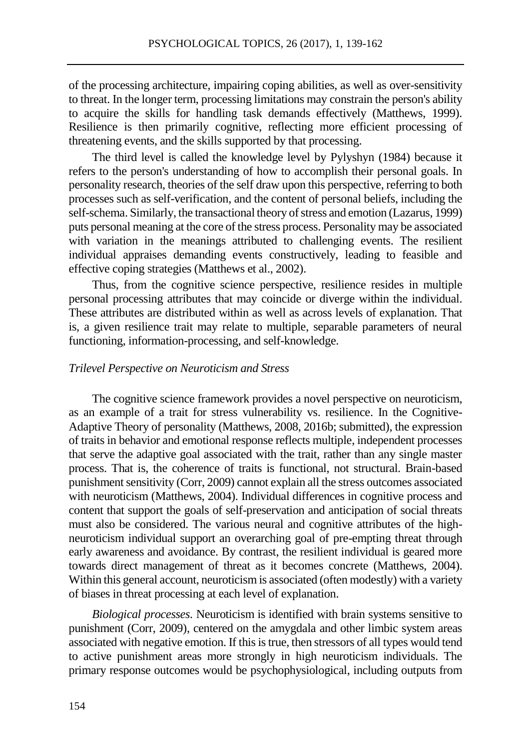of the processing architecture, impairing coping abilities, as well as over-sensitivity to threat. In the longer term, processing limitations may constrain the person's ability to acquire the skills for handling task demands effectively (Matthews, 1999). Resilience is then primarily cognitive, reflecting more efficient processing of threatening events, and the skills supported by that processing.

The third level is called the knowledge level by Pylyshyn (1984) because it refers to the person's understanding of how to accomplish their personal goals. In personality research, theories of the self draw upon this perspective, referring to both processes such as self-verification, and the content of personal beliefs, including the self-schema. Similarly, the transactional theory of stress and emotion (Lazarus, 1999) puts personal meaning at the core of the stress process. Personality may be associated with variation in the meanings attributed to challenging events. The resilient individual appraises demanding events constructively, leading to feasible and effective coping strategies (Matthews et al., 2002).

Thus, from the cognitive science perspective, resilience resides in multiple personal processing attributes that may coincide or diverge within the individual. These attributes are distributed within as well as across levels of explanation. That is, a given resilience trait may relate to multiple, separable parameters of neural functioning, information-processing, and self-knowledge.

### *Trilevel Perspective on Neuroticism and Stress*

The cognitive science framework provides a novel perspective on neuroticism, as an example of a trait for stress vulnerability vs. resilience. In the Cognitive-Adaptive Theory of personality (Matthews, 2008, 2016b; submitted), the expression of traits in behavior and emotional response reflects multiple, independent processes that serve the adaptive goal associated with the trait, rather than any single master process. That is, the coherence of traits is functional, not structural. Brain-based punishment sensitivity (Corr, 2009) cannot explain all the stress outcomes associated with neuroticism (Matthews, 2004). Individual differences in cognitive process and content that support the goals of self-preservation and anticipation of social threats must also be considered. The various neural and cognitive attributes of the high-neuroticism individual support an overarching goal of pre-empting threat through early awareness and avoidance. By contrast, the resilient individual is geared more towards direct management of threat as it becomes concrete (Matthews, 2004). Within this general account, neuroticism is associated (often modestly) with a variety of biases in threat processing at each level of explanation.

*Biological processes.* Neuroticism is identified with brain systems sensitive to punishment (Corr, 2009), centered on the amygdala and other limbic system areas associated with negative emotion. If this is true, then stressors of all types would tend to active punishment areas more strongly in high neuroticism individuals. The primary response outcomes would be psychophysiological, including outputs from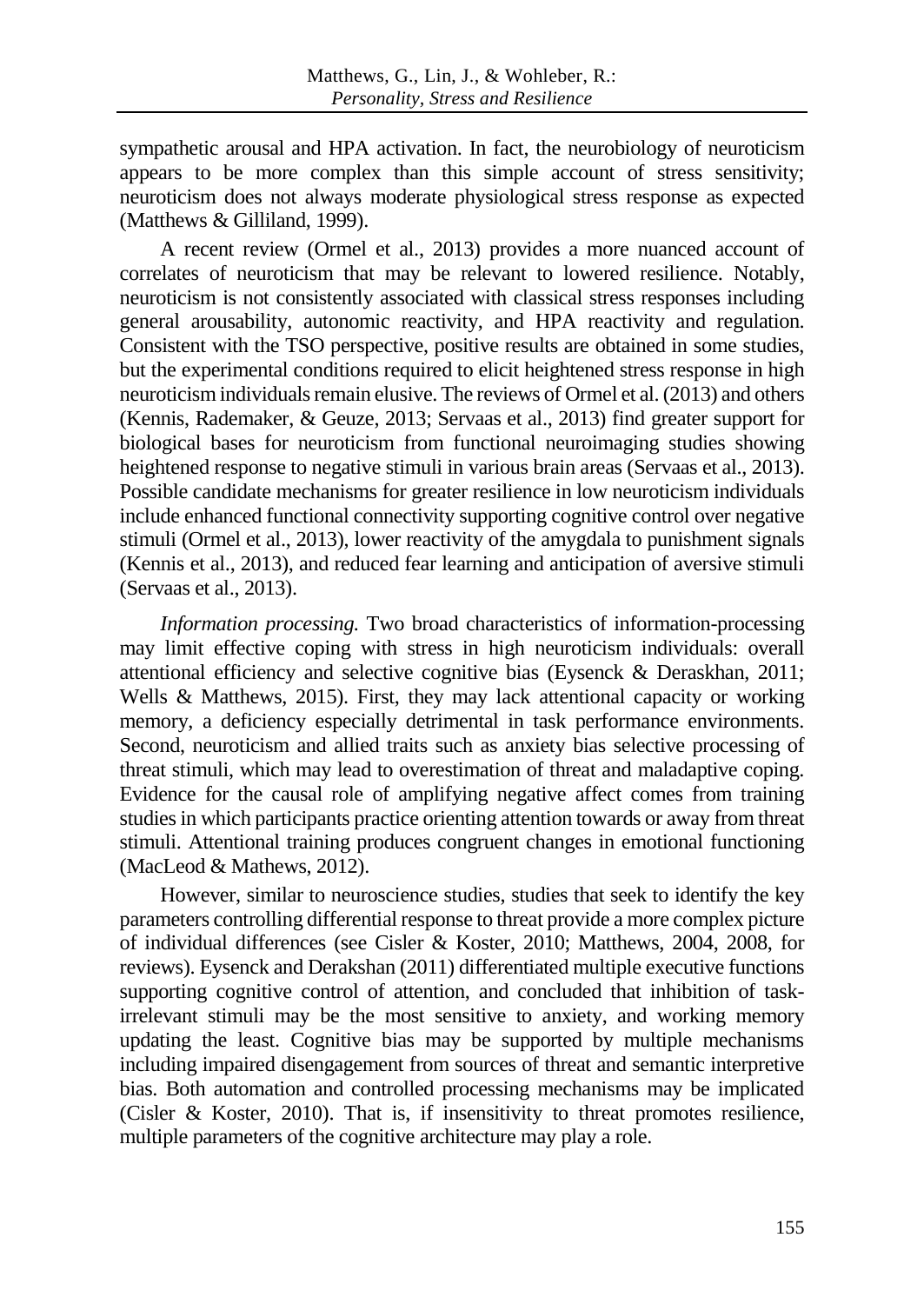sympathetic arousal and HPA activation. In fact, the neurobiology of neuroticism appears to be more complex than this simple account of stress sensitivity; neuroticism does not always moderate physiological stress response as expected (Matthews & Gilliland, 1999).

A recent review (Ormel et al., 2013) provides a more nuanced account of correlates of neuroticism that may be relevant to lowered resilience. Notably, neuroticism is not consistently associated with classical stress responses including general arousability, autonomic reactivity, and HPA reactivity and regulation. Consistent with the TSO perspective, positive results are obtained in some studies, but the experimental conditions required to elicit heightened stress response in high neuroticism individuals remain elusive. The reviews of Ormel et al. (2013) and others (Kennis, Rademaker, & Geuze, 2013; Servaas et al., 2013) find greater support for biological bases for neuroticism from functional neuroimaging studies showing heightened response to negative stimuli in various brain areas (Servaas et al., 2013). Possible candidate mechanisms for greater resilience in low neuroticism individuals include enhanced functional connectivity supporting cognitive control over negative stimuli (Ormel et al., 2013), lower reactivity of the amygdala to punishment signals (Kennis et al., 2013), and reduced fear learning and anticipation of aversive stimuli (Servaas et al., 2013).

*Information processing.* Two broad characteristics of information-processing may limit effective coping with stress in high neuroticism individuals: overall attentional efficiency and selective cognitive bias (Eysenck & Deraskhan, 2011; Wells & Matthews, 2015). First, they may lack attentional capacity or working memory, a deficiency especially detrimental in task performance environments. Second, neuroticism and allied traits such as anxiety bias selective processing of threat stimuli, which may lead to overestimation of threat and maladaptive coping. Evidence for the causal role of amplifying negative affect comes from training studies in which participants practice orienting attention towards or away from threat stimuli. Attentional training produces congruent changes in emotional functioning (MacLeod & Mathews, 2012).

However, similar to neuroscience studies, studies that seek to identify the key parameters controlling differential response to threat provide a more complex picture of individual differences (see Cisler & Koster, 2010; Matthews, 2004, 2008, for reviews). Eysenck and Derakshan (2011) differentiated multiple executive functions supporting cognitive control of attention, and concluded that inhibition of task-irrelevant stimuli may be the most sensitive to anxiety, and working memory updating the least. Cognitive bias may be supported by multiple mechanisms including impaired disengagement from sources of threat and semantic interpretive bias. Both automation and controlled processing mechanisms may be implicated (Cisler & Koster, 2010). That is, if insensitivity to threat promotes resilience, multiple parameters of the cognitive architecture may play a role.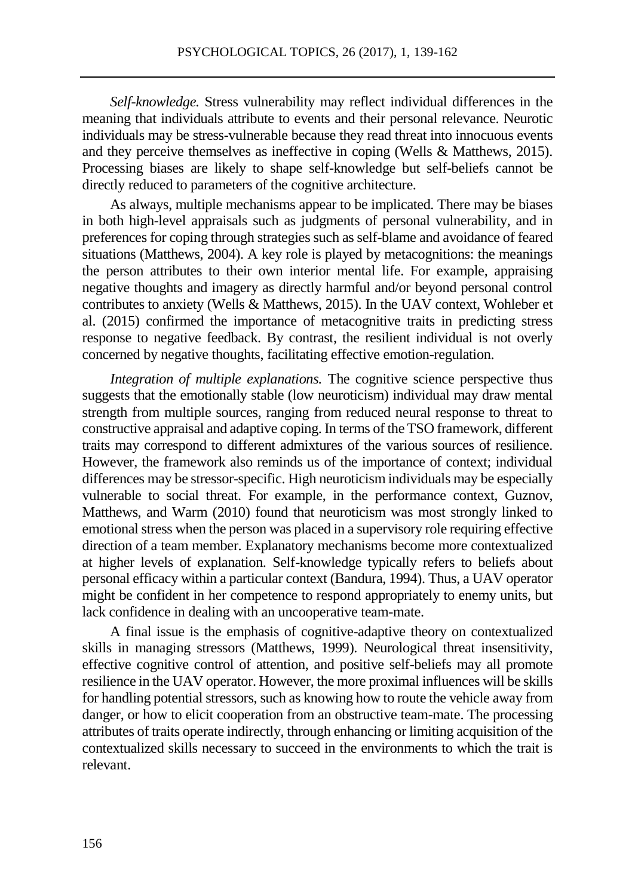*Self-knowledge.* Stress vulnerability may reflect individual differences in the meaning that individuals attribute to events and their personal relevance. Neurotic individuals may be stress-vulnerable because they read threat into innocuous events and they perceive themselves as ineffective in coping (Wells & Matthews, 2015). Processing biases are likely to shape self-knowledge but self-beliefs cannot be directly reduced to parameters of the cognitive architecture.

As always, multiple mechanisms appear to be implicated. There may be biases in both high-level appraisals such as judgments of personal vulnerability, and in preferences for coping through strategies such as self-blame and avoidance of feared situations (Matthews, 2004). A key role is played by metacognitions: the meanings the person attributes to their own interior mental life. For example, appraising negative thoughts and imagery as directly harmful and/or beyond personal control contributes to anxiety (Wells & Matthews, 2015). In the UAV context, Wohleber et al. (2015) confirmed the importance of metacognitive traits in predicting stress response to negative feedback. By contrast, the resilient individual is not overly concerned by negative thoughts, facilitating effective emotion-regulation.

*Integration of multiple explanations.* The cognitive science perspective thus suggests that the emotionally stable (low neuroticism) individual may draw mental strength from multiple sources, ranging from reduced neural response to threat to constructive appraisal and adaptive coping. In terms of the TSO framework, different traits may correspond to different admixtures of the various sources of resilience. However, the framework also reminds us of the importance of context; individual differences may be stressor-specific. High neuroticism individuals may be especially vulnerable to social threat. For example, in the performance context, Guznov, Matthews, and Warm (2010) found that neuroticism was most strongly linked to emotional stress when the person was placed in a supervisory role requiring effective direction of a team member. Explanatory mechanisms become more contextualized at higher levels of explanation. Self-knowledge typically refers to beliefs about personal efficacy within a particular context (Bandura, 1994). Thus, a UAV operator might be confident in her competence to respond appropriately to enemy units, but lack confidence in dealing with an uncooperative team-mate.

A final issue is the emphasis of cognitive-adaptive theory on contextualized skills in managing stressors (Matthews, 1999). Neurological threat insensitivity, effective cognitive control of attention, and positive self-beliefs may all promote resilience in the UAV operator. However, the more proximal influences will be skills for handling potential stressors, such as knowing how to route the vehicle away from danger, or how to elicit cooperation from an obstructive team-mate. The processing attributes of traits operate indirectly, through enhancing or limiting acquisition of the contextualized skills necessary to succeed in the environments to which the trait is relevant.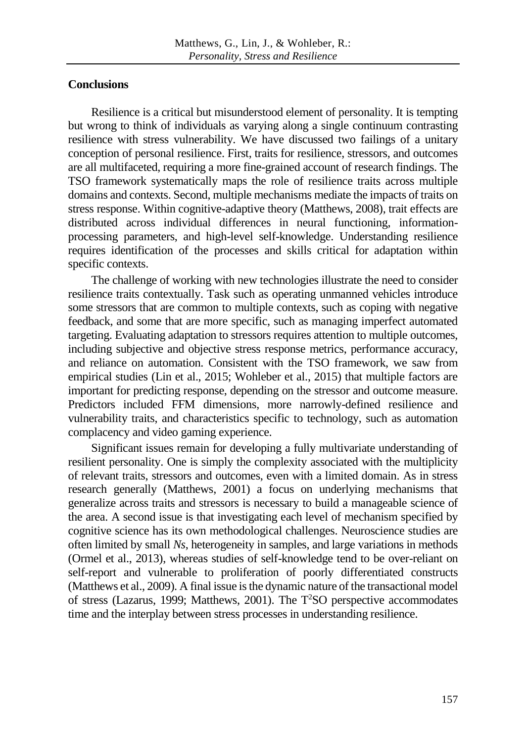## Conclusions

Resilience is a critical but misunderstood element of personality. It is tempting but wrong to think of individuals as varying along a single continuum contrasting resilience with stress vulnerability. We have discussed two failings of a unitary conception of personal resilience. First, traits for resilience, stressors, and outcomes are all multifaceted, requiring a more fine-grained account of research findings. The TSO framework systematically maps the role of resilience traits across multiple domains and contexts. Second, multiple mechanisms mediate the impacts of traits on stress response. Within cognitive-adaptive theory (Matthews, 2008), trait effects are distributed across individual differences in neural functioning, information-processing parameters, and high-level self-knowledge. Understanding resilience requires identification of the processes and skills critical for adaptation within specific contexts.

The challenge of working with new technologies illustrate the need to consider resilience traits contextually. Task such as operating unmanned vehicles introduce some stressors that are common to multiple contexts, such as coping with negative feedback, and some that are more specific, such as managing imperfect automated targeting. Evaluating adaptation to stressors requires attention to multiple outcomes, including subjective and objective stress response metrics, performance accuracy, and reliance on automation. Consistent with the TSO framework, we saw from empirical studies (Lin et al., 2015; Wohleber et al., 2015) that multiple factors are important for predicting response, depending on the stressor and outcome measure. Predictors included FFM dimensions, more narrowly-defined resilience and vulnerability traits, and characteristics specific to technology, such as automation complacency and video gaming experience.

Significant issues remain for developing a fully multivariate understanding of resilient personality. One is simply the complexity associated with the multiplicity of relevant traits, stressors and outcomes, even with a limited domain. As in stress research generally (Matthews, 2001) a focus on underlying mechanisms that generalize across traits and stressors is necessary to build a manageable science of the area. A second issue is that investigating each level of mechanism specified by cognitive science has its own methodological challenges. Neuroscience studies are often limited by small *Ns*, heterogeneity in samples, and large variations in methods (Ormel et al., 2013), whereas studies of self-knowledge tend to be over-reliant on self-report and vulnerable to proliferation of poorly differentiated constructs (Matthews et al., 2009). A final issue is the dynamic nature of the transactional model of stress (Lazarus, 1999; Matthews, 2001). The $T^2$SO perspective accommodates time and the interplay between stress processes in understanding resilience.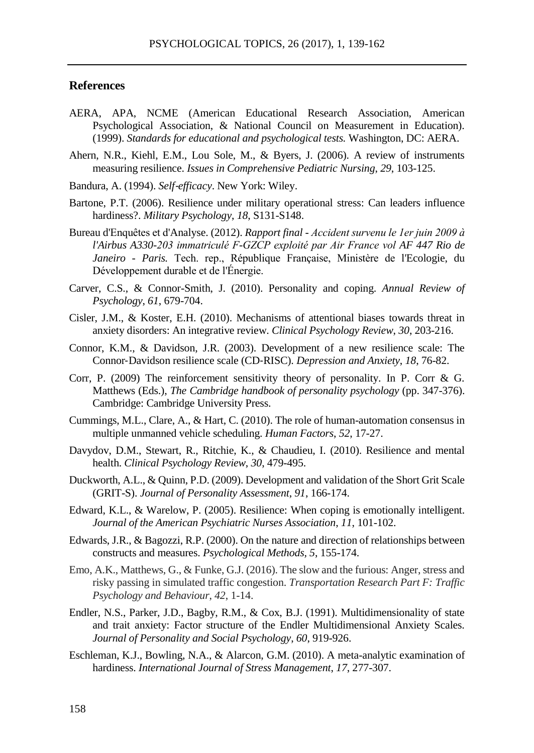## References

AERA, APA, NCME (American Educational Research Association, American Psychological Association, & National Council on Measurement in Education). (1999). *Standards for educational and psychological tests.* Washington, DC: AERA.

Ahern, N.R., Kiehl, E.M., Lou Sole, M., & Byers, J. (2006). A review of instruments measuring resilience. *Issues in Comprehensive Pediatric Nursing*, *29*, 103-125.

Bandura, A. (1994). *Self-efficacy*. New York: Wiley.

Bartone, P.T. (2006). Resilience under military operational stress: Can leaders influence hardiness?. *Military Psychology*, *18*, S131-S148.

Bureau d'Enquêtes et d'Analyse. (2012). *Rapport final - Accident survenu le 1er juin 2009 à l'Airbus A330-203 immatriculé F-GZCP exploité par Air France vol AF 447 Rio de Janeiro - Paris.* Tech. rep., République Française, Ministère de l'Ecologie, du Développement durable et de l'Énergie.

Carver, C.S., & Connor-Smith, J. (2010). Personality and coping. *Annual Review of Psychology*, *61*, 679-704.

Cisler, J.M., & Koster, E.H. (2010). Mechanisms of attentional biases towards threat in anxiety disorders: An integrative review. *Clinical Psychology Review*, *30*, 203-216.

Connor, K.M., & Davidson, J.R. (2003). Development of a new resilience scale: The Connor-Davidson resilience scale (CD-RISC). *Depression and Anxiety*, *18*, 76-82.

Corr, P. (2009) The reinforcement sensitivity theory of personality. In P. Corr & G. Matthews (Eds.), *The Cambridge handbook of personality psychology* (pp. 347-376). Cambridge: Cambridge University Press.

Cummings, M.L., Clare, A., & Hart, C. (2010). The role of human-automation consensus in multiple unmanned vehicle scheduling. *Human Factors*, *52*, 17-27.

Davydov, D.M., Stewart, R., Ritchie, K., & Chaudieu, I. (2010). Resilience and mental health. *Clinical Psychology Review*, *30*, 479-495.

Duckworth, A.L., & Quinn, P.D. (2009). Development and validation of the Short Grit Scale (GRIT-S). *Journal of Personality Assessment*, *91*, 166-174.

Edward, K.L., & Warelow, P. (2005). Resilience: When coping is emotionally intelligent. *Journal of the American Psychiatric Nurses Association*, *11*, 101-102.

Edwards, J.R., & Bagozzi, R.P. (2000). On the nature and direction of relationships between constructs and measures. *Psychological Methods*, *5*, 155-174.

Emo, A.K., Matthews, G., & Funke, G.J. (2016). The slow and the furious: Anger, stress and risky passing in simulated traffic congestion. *Transportation Research Part F: Traffic Psychology and Behaviour*, *42*, 1-14.

Endler, N.S., Parker, J.D., Bagby, R.M., & Cox, B.J. (1991). Multidimensionality of state and trait anxiety: Factor structure of the Endler Multidimensional Anxiety Scales. *Journal of Personality and Social Psychology*, *60*, 919-926.

Eschleman, K.J., Bowling, N.A., & Alarcon, G.M. (2010). A meta-analytic examination of hardiness. *International Journal of Stress Management*, *17*, 277-307.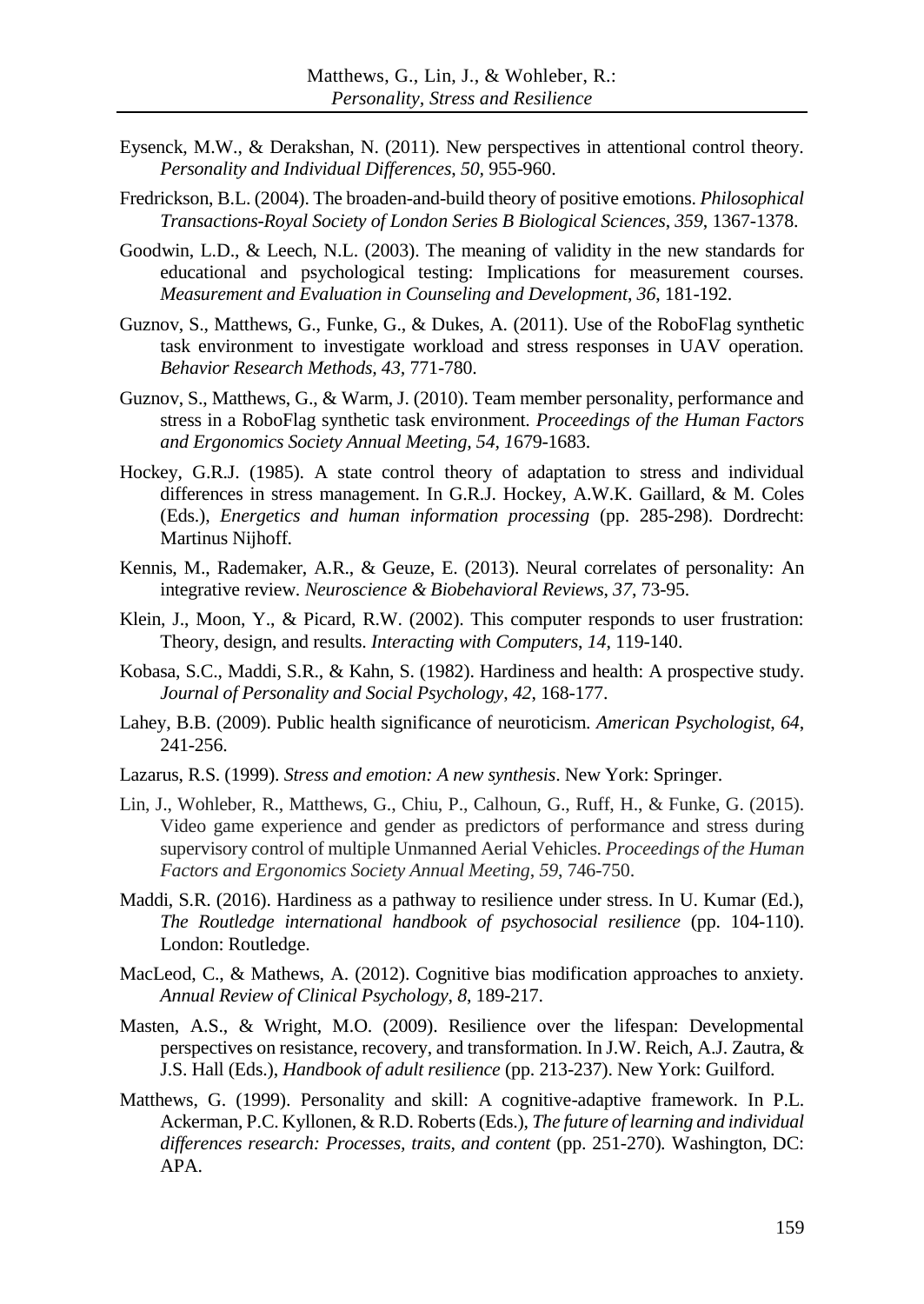Eysenck, M.W., & Derakshan, N. (2011). New perspectives in attentional control theory. *Personality and Individual Differences*, *50,* 955-960.

Fredrickson, B.L. (2004). The broaden-and-build theory of positive emotions. *Philosophical Transactions-Royal Society of London Series B Biological Sciences*, *359*, 1367-1378.

Goodwin, L.D., & Leech, N.L. (2003). The meaning of validity in the new standards for educational and psychological testing: Implications for measurement courses. *Measurement and Evaluation in Counseling and Development*, *36*, 181-192.

Guznov, S., Matthews, G., Funke, G., & Dukes, A. (2011). Use of the RoboFlag synthetic task environment to investigate workload and stress responses in UAV operation. *Behavior Research Methods, 43,* 771-780.

Guznov, S., Matthews, G., & Warm, J. (2010). Team member personality, performance and stress in a RoboFlag synthetic task environment. *Proceedings of the Human Factors and Ergonomics Society Annual Meeting, 54, 1*679-1683.

Hockey, G.R.J. (1985). A state control theory of adaptation to stress and individual differences in stress management. In G.R.J. Hockey, A.W.K. Gaillard, & M. Coles (Eds.), *Energetics and human information processing* (pp. 285-298). Dordrecht: Martinus Nijhoff.

Kennis, M., Rademaker, A.R., & Geuze, E. (2013). Neural correlates of personality: An integrative review. *Neuroscience & Biobehavioral Reviews*, *37*, 73-95.

Klein, J., Moon, Y., & Picard, R.W. (2002). This computer responds to user frustration: Theory, design, and results. *Interacting with Computers*, *14*, 119-140.

Kobasa, S.C., Maddi, S.R., & Kahn, S. (1982). Hardiness and health: A prospective study. *Journal of Personality and Social Psychology*, *42*, 168-177.

Lahey, B.B. (2009). Public health significance of neuroticism. *American Psychologist*, *64*, 241-256.

Lazarus, R.S. (1999). *Stress and emotion: A new synthesis*. New York: Springer.

Lin, J., Wohleber, R., Matthews, G., Chiu, P., Calhoun, G., Ruff, H., & Funke, G. (2015). Video game experience and gender as predictors of performance and stress during supervisory control of multiple Unmanned Aerial Vehicles. *Proceedings of the Human Factors and Ergonomics Society Annual Meeting*, *59*, 746-750.

Maddi, S.R. (2016). Hardiness as a pathway to resilience under stress. In U. Kumar (Ed.), *The Routledge international handbook of psychosocial resilience* (pp. 104-110). London: Routledge.

MacLeod, C., & Mathews, A. (2012). Cognitive bias modification approaches to anxiety. *Annual Review of Clinical Psychology*, *8*, 189-217.

Masten, A.S., & Wright, M.O. (2009). Resilience over the lifespan: Developmental perspectives on resistance, recovery, and transformation. In J.W. Reich, A.J. Zautra, & J.S. Hall (Eds.), *Handbook of adult resilience* (pp. 213-237). New York: Guilford.

Matthews, G. (1999). Personality and skill: A cognitive-adaptive framework. In P.L. Ackerman, P.C. Kyllonen, & R.D. Roberts (Eds.), *The future of learning and individual differences research: Processes, traits, and content* (pp. 251-270)*.* Washington, DC: APA.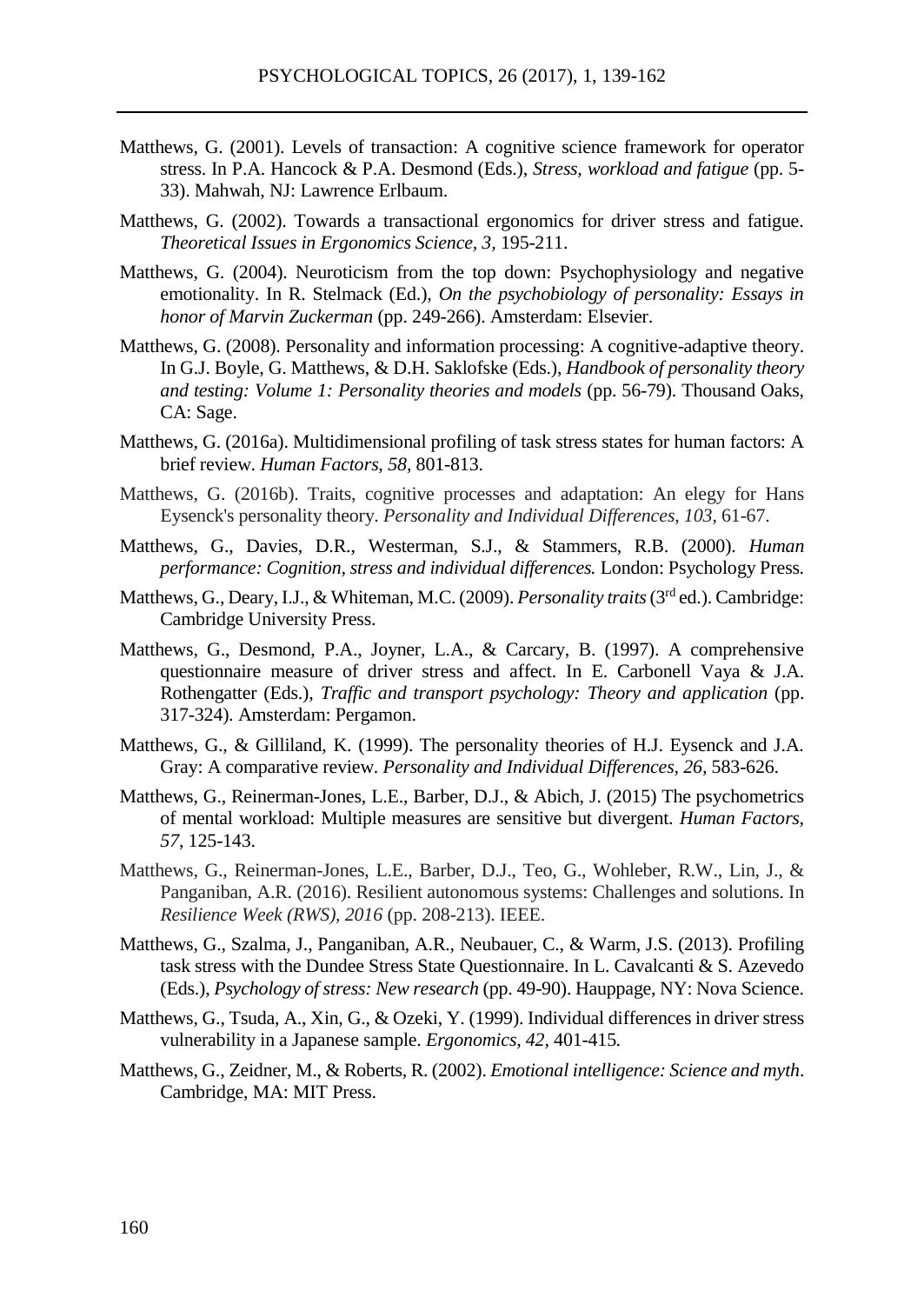Matthews, G. (2001). Levels of transaction: A cognitive science framework for operator stress. In P.A. Hancock & P.A. Desmond (Eds.), *Stress, workload and fatigue* (pp. 5-33). Mahwah, NJ: Lawrence Erlbaum.

Matthews, G. (2002). Towards a transactional ergonomics for driver stress and fatigue. *Theoretical Issues in Ergonomics Science, 3,* 195-211.

Matthews, G. (2004). Neuroticism from the top down: Psychophysiology and negative emotionality. In R. Stelmack (Ed.), *On the psychobiology of personality: Essays in honor of Marvin Zuckerman* (pp. 249-266). Amsterdam: Elsevier.

Matthews, G. (2008). Personality and information processing: A cognitive-adaptive theory. In G.J. Boyle, G. Matthews, & D.H. Saklofske (Eds.), *Handbook of personality theory and testing: Volume 1: Personality theories and models* (pp. 56-79). Thousand Oaks, CA: Sage.

Matthews, G. (2016a). Multidimensional profiling of task stress states for human factors: A brief review. *Human Factors, 58*, 801-813.

Matthews, G. (2016b). Traits, cognitive processes and adaptation: An elegy for Hans Eysenck's personality theory. *Personality and Individual Differences*, *103*, 61-67.

Matthews, G., Davies, D.R., Westerman, S.J., & Stammers, R.B. (2000). *Human performance: Cognition, stress and individual differences.* London: Psychology Press.

Matthews, G., Deary, I.J., & Whiteman, M.C. (2009). *Personality traits* (3rd ed.). Cambridge: Cambridge University Press.

Matthews, G., Desmond, P.A., Joyner, L.A., & Carcary, B. (1997). A comprehensive questionnaire measure of driver stress and affect. In E. Carbonell Vaya & J.A. Rothengatter (Eds.), *Traffic and transport psychology: Theory and application* (pp. 317-324). Amsterdam: Pergamon.

Matthews, G., & Gilliland, K. (1999). The personality theories of H.J. Eysenck and J.A. Gray: A comparative review. *Personality and Individual Differences, 26,* 583-626.

Matthews, G., Reinerman-Jones, L.E., Barber, D.J., & Abich, J. (2015) The psychometrics of mental workload: Multiple measures are sensitive but divergent. *Human Factors, 57*, 125-143.

Matthews, G., Reinerman-Jones, L.E., Barber, D.J., Teo, G., Wohleber, R.W., Lin, J., & Panganiban, A.R. (2016). Resilient autonomous systems: Challenges and solutions. In *Resilience Week (RWS), 2016* (pp. 208-213). IEEE.

Matthews, G., Szalma, J., Panganiban, A.R., Neubauer, C., & Warm, J.S. (2013). Profiling task stress with the Dundee Stress State Questionnaire. In L. Cavalcanti & S. Azevedo (Eds.), *Psychology of stress: New research* (pp. 49-90). Hauppage, NY: Nova Science.

Matthews, G., Tsuda, A., Xin, G., & Ozeki, Y. (1999). Individual differences in driver stress vulnerability in a Japanese sample. *Ergonomics, 42*, 401-415.

Matthews, G., Zeidner, M., & Roberts, R. (2002). *Emotional intelligence: Science and myth*. Cambridge, MA: MIT Press.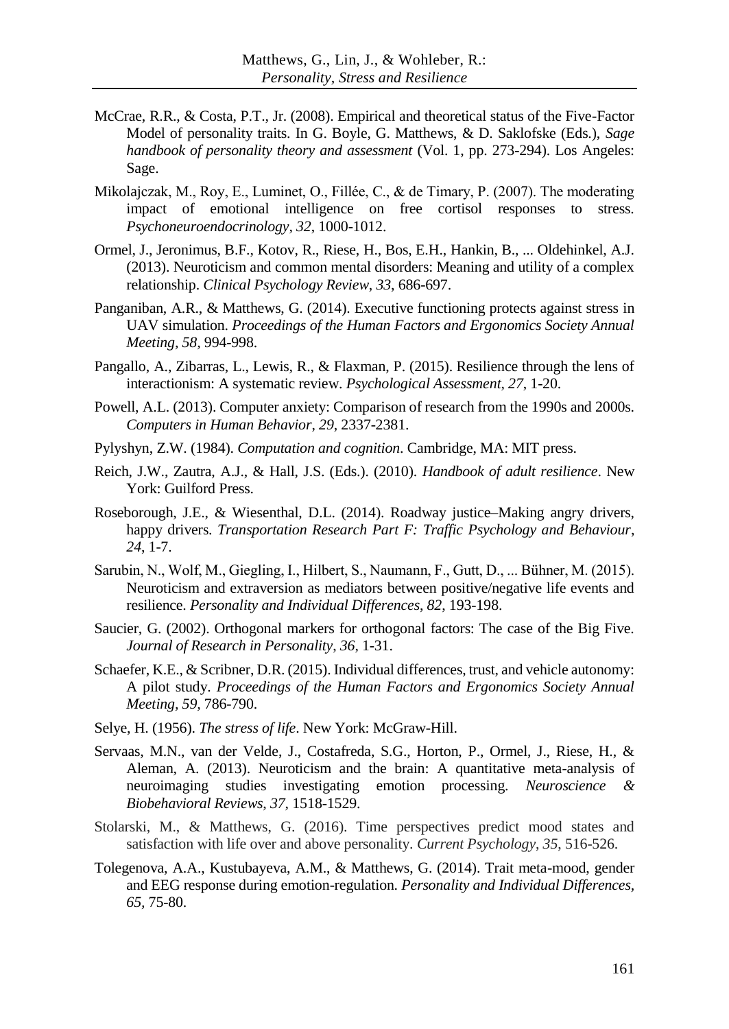McCrae, R.R., & Costa, P.T., Jr. (2008). Empirical and theoretical status of the Five-Factor Model of personality traits. In G. Boyle, G. Matthews, & D. Saklofske (Eds.), *Sage handbook of personality theory and assessment* (Vol. 1, pp. 273-294). Los Angeles: Sage.

Mikolajczak, M., Roy, E., Luminet, O., Fillée, C., & de Timary, P. (2007). The moderating impact of emotional intelligence on free cortisol responses to stress. *Psychoneuroendocrinology*, *32*, 1000-1012.

Ormel, J., Jeronimus, B.F., Kotov, R., Riese, H., Bos, E.H., Hankin, B., ... Oldehinkel, A.J. (2013). Neuroticism and common mental disorders: Meaning and utility of a complex relationship. *Clinical Psychology Review*, *33*, 686-697.

Panganiban, A.R., & Matthews, G. (2014). Executive functioning protects against stress in UAV simulation. *Proceedings of the Human Factors and Ergonomics Society Annual Meeting*, *58*, 994-998.

Pangallo, A., Zibarras, L., Lewis, R., & Flaxman, P. (2015). Resilience through the lens of interactionism: A systematic review. *Psychological Assessment*, *27*, 1-20.

Powell, A.L. (2013). Computer anxiety: Comparison of research from the 1990s and 2000s. *Computers in Human Behavior*, *29*, 2337-2381.

Pylyshyn, Z.W. (1984). *Computation and cognition*. Cambridge, MA: MIT press.

Reich, J.W., Zautra, A.J., & Hall, J.S. (Eds.). (2010). *Handbook of adult resilience*. New York: Guilford Press.

Roseborough, J.E., & Wiesenthal, D.L. (2014). Roadway justice–Making angry drivers, happy drivers. *Transportation Research Part F: Traffic Psychology and Behaviour*, *24*, 1-7.

Sarubin, N., Wolf, M., Giegling, I., Hilbert, S., Naumann, F., Gutt, D., ... Bühner, M. (2015). Neuroticism and extraversion as mediators between positive/negative life events and resilience. *Personality and Individual Differences*, *82*, 193-198.

Saucier, G. (2002). Orthogonal markers for orthogonal factors: The case of the Big Five. *Journal of Research in Personality*, *36*, 1-31.

Schaefer, K.E., & Scribner, D.R. (2015). Individual differences, trust, and vehicle autonomy: A pilot study. *Proceedings of the Human Factors and Ergonomics Society Annual Meeting*, *59*, 786-790.

Selye, H. (1956). *The stress of life*. New York: McGraw-Hill.

Servaas, M.N., van der Velde, J., Costafreda, S.G., Horton, P., Ormel, J., Riese, H., & Aleman, A. (2013). Neuroticism and the brain: A quantitative meta-analysis of neuroimaging studies investigating emotion processing. *Neuroscience & Biobehavioral Reviews*, *37*, 1518-1529.

Stolarski, M., & Matthews, G. (2016). Time perspectives predict mood states and satisfaction with life over and above personality. *Current Psychology*, *35*, 516-526.

Tolegenova, A.A., Kustubayeva, A.M., & Matthews, G. (2014). Trait meta-mood, gender and EEG response during emotion-regulation. *Personality and Individual Differences*, *65*, 75-80.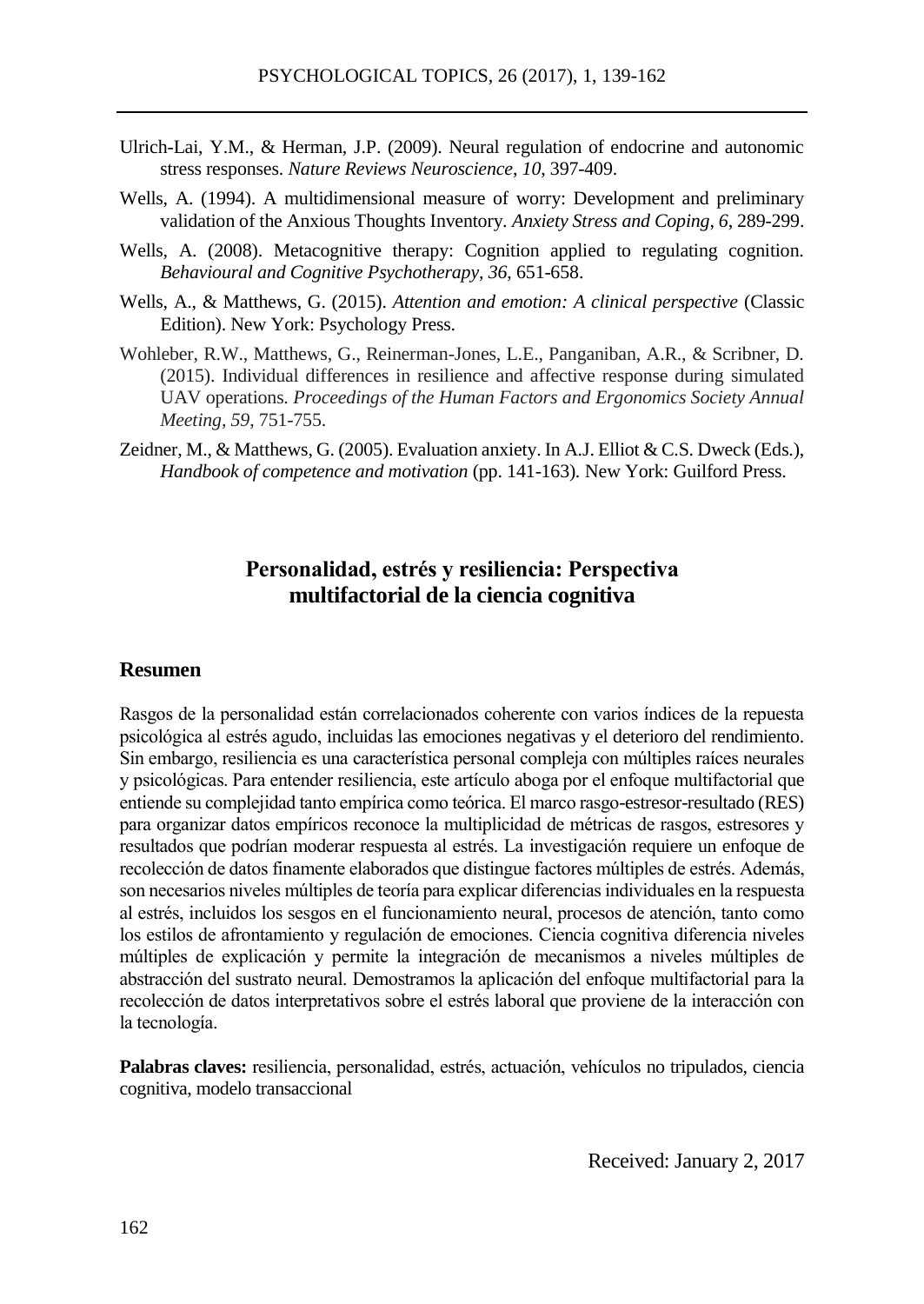Ulrich-Lai, Y.M., & Herman, J.P. (2009). Neural regulation of endocrine and autonomic stress responses. *Nature Reviews Neuroscience*, *10*, 397-409.

Wells, A. (1994). A multidimensional measure of worry: Development and preliminary validation of the Anxious Thoughts Inventory. *Anxiety Stress and Coping*, *6*, 289-299.

Wells, A. (2008). Metacognitive therapy: Cognition applied to regulating cognition. *Behavioural and Cognitive Psychotherapy*, *36*, 651-658.

Wells, A., & Matthews, G. (2015). *Attention and emotion: A clinical perspective* (Classic Edition). New York: Psychology Press.

Wohleber, R.W., Matthews, G., Reinerman-Jones, L.E., Panganiban, A.R., & Scribner, D. (2015). Individual differences in resilience and affective response during simulated UAV operations. *Proceedings of the Human Factors and Ergonomics Society Annual Meeting*, *59*, 751-755.

Zeidner, M., & Matthews, G. (2005). Evaluation anxiety. In A.J. Elliot & C.S. Dweck (Eds.), *Handbook of competence and motivation* (pp. 141-163). New York: Guilford Press.

## Personalidad, estrés y resiliencia: Perspectiva multifactorial de la ciencia cognitiva

### Resumen

Rasgos de la personalidad están correlacionados coherente con varios índices de la repuesta psicológica al estrés agudo, incluidas las emociones negativas y el deterioro del rendimiento. Sin embargo, resiliencia es una característica personal compleja con múltiples raíces neurales y psicológicas. Para entender resiliencia, este artículo aboga por el enfoque multifactorial que entiende su complejidad tanto empírica como teórica. El marco rasgo-estresor-resultado (RES) para organizar datos empíricos reconoce la multiplicidad de métricas de rasgos, estresores y resultados que podrían moderar respuesta al estrés. La investigación requiere un enfoque de recolección de datos finamente elaborados que distingue factores múltiples de estrés. Además, son necesarios niveles múltiples de teoría para explicar diferencias individuales en la respuesta al estrés, incluidos los sesgos en el funcionamiento neural, procesos de atención, tanto como los estilos de afrontamiento y regulación de emociones. Ciencia cognitiva diferencia niveles múltiples de explicación y permite la integración de mecanismos a niveles múltiples de abstracción del sustrato neural. Demostramos la aplicación del enfoque multifactorial para la recolección de datos interpretativos sobre el estrés laboral que proviene de la interacción con la tecnología.

**Palabras claves:** resiliencia, personalidad, estrés, actuación, vehículos no tripulados, ciencia cognitiva, modelo transaccional

Received: January 2, 2017